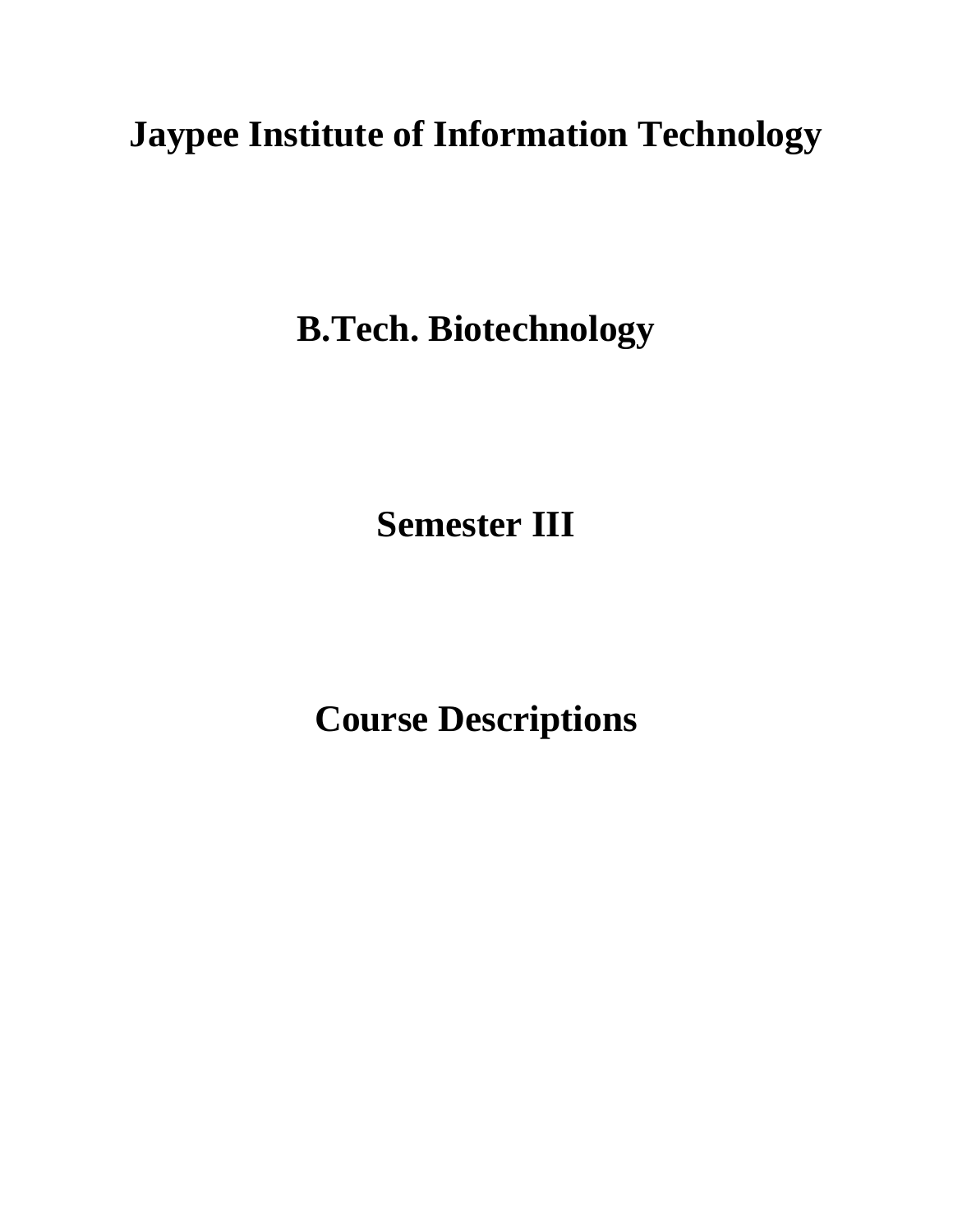# Jaypee Institute of Information Technology

# B.Tech. Biotechnology

# Semester III

# Course Descriptions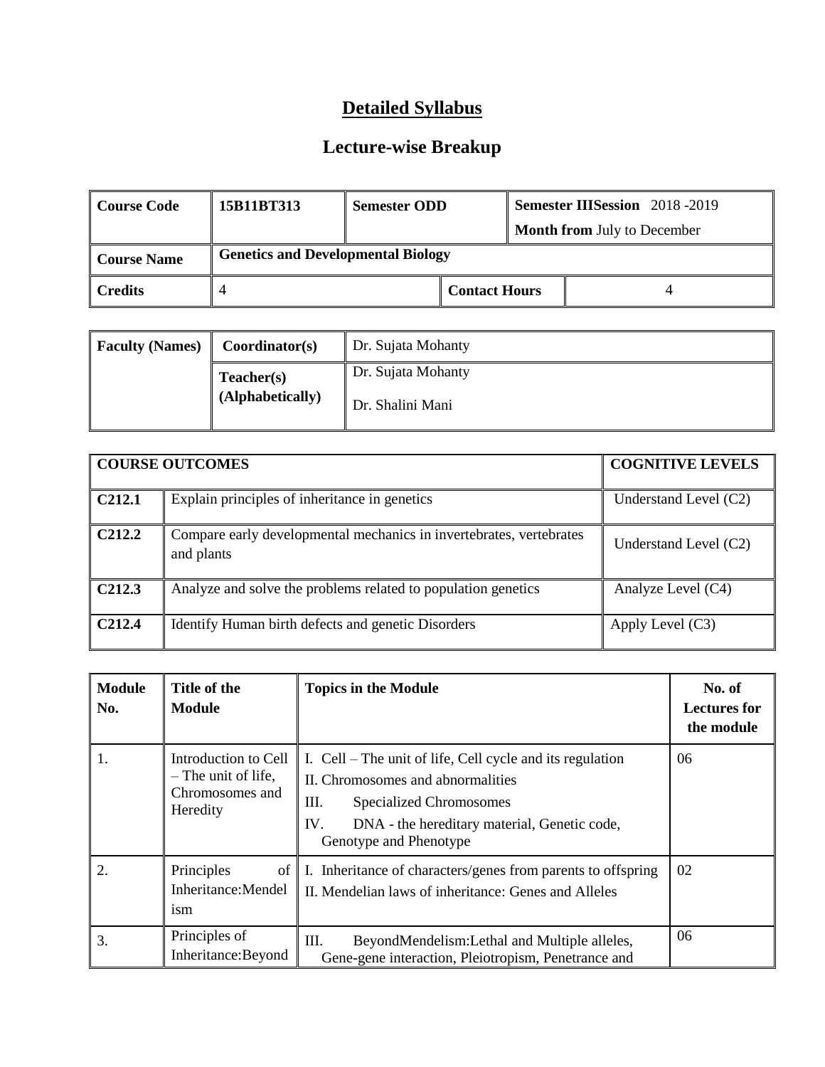# Detailed Syllabus

## Lecture-wise Breakup

| Course Code | 15B11BT313 | Semester ODD | Semester IIISession 2018 -2019<br>Month from July to December |
|---|---|---|---|
| Course Name | Genetics and Developmental Biology | | |
| Credits | 4 | Contact Hours | 4 |

| Faculty (Names) | Coordinator(s) | Dr. Sujata Mohanty |
|---|---|---|
| | Teacher(s) (Alphabetically) | Dr. Sujata Mohanty<br>Dr. Shalini Mani |

| COURSE OUTCOMES | | COGNITIVE LEVELS |
|---|---|---|
| C212.1 | Explain principles of inheritance in genetics | Understand Level (C2) |
| C212.2 | Compare early developmental mechanics in invertebrates, vertebrates and plants | Understand Level (C2) |
| C212.3 | Analyze and solve the problems related to population genetics | Analyze Level (C4) |
| C212.4 | Identify Human birth defects and genetic Disorders | Apply Level (C3) |

| Module No. | Title of the Module | Topics in the Module | No. of Lectures for the module |
|---|---|---|---|
| 1. | Introduction to Cell – The unit of life, Chromosomes and Heredity | I. Cell – The unit of life, Cell cycle and its regulation<br>II. Chromosomes and abnormalities<br>III. Specialized Chromosomes<br>IV. DNA - the hereditary material, Genetic code, Genotype and Phenotype | 06 |
| 2. | Principles of Inheritance:Mendelism | I. Inheritance of characters/genes from parents to offspring<br>II. Mendelian laws of inheritance: Genes and Alleles | 02 |
| 3. | Principles of Inheritance:Beyond | III. BeyondMendelism:Lethal and Multiple alleles, Gene-gene interaction, Pleiotropism, Penetrance and | 06 |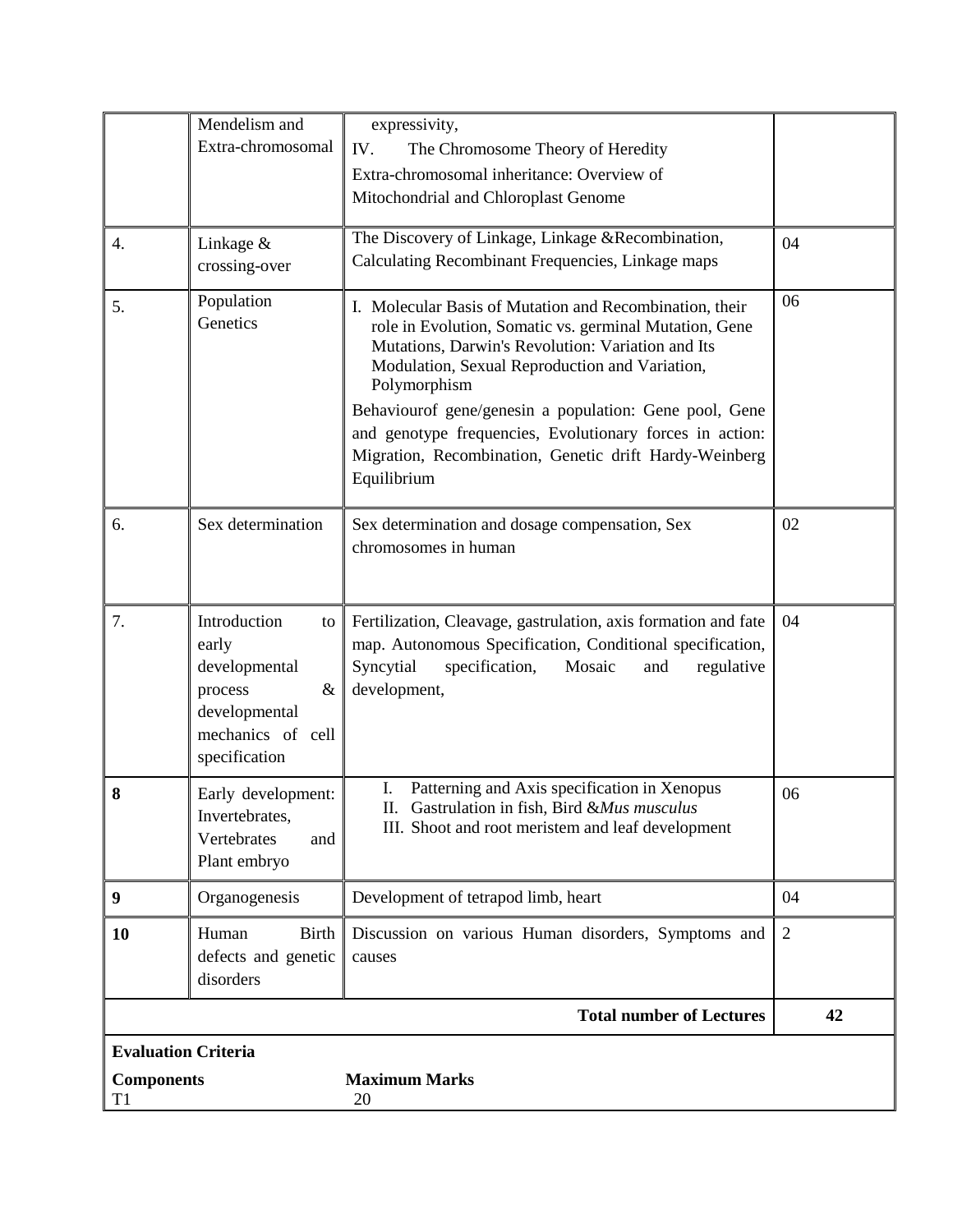|  |  |  |  |
|---|---|---|---|
|  | Mendelism and Extra-chromosomal | expressivity,<br>IV. The Chromosome Theory of Heredity<br>Extra-chromosomal inheritance: Overview of Mitochondrial and Chloroplast Genome |  |
| 4. | Linkage & crossing-over | The Discovery of Linkage, Linkage &Recombination, Calculating Recombinant Frequencies, Linkage maps | 04 |
| 5. | Population Genetics | I. Molecular Basis of Mutation and Recombination, their role in Evolution, Somatic vs. germinal Mutation, Gene Mutations, Darwin's Revolution: Variation and Its Modulation, Sexual Reproduction and Variation, Polymorphism<br>Behaviourof gene/genesin a population: Gene pool, Gene and genotype frequencies, Evolutionary forces in action: Migration, Recombination, Genetic drift Hardy-Weinberg Equilibrium | 06 |
| 6. | Sex determination | Sex determination and dosage compensation, Sex chromosomes in human | 02 |
| 7. | Introduction to early developmental process & developmental mechanics of cell specification | Fertilization, Cleavage, gastrulation, axis formation and fate map. Autonomous Specification, Conditional specification, Syncytial specification, Mosaic and regulative development, | 04 |
| **8** | Early development: Invertebrates, Vertebrates and Plant embryo | I. Patterning and Axis specification in Xenopus<br>II. Gastrulation in fish, Bird &*Mus musculus*<br>III. Shoot and root meristem and leaf development | 06 |
| **9** | Organogenesis | Development of tetrapod limb, heart | 04 |
| **10** | Human Birth defects and genetic disorders | Discussion on various Human disorders, Symptoms and causes | 2 |
|  |  | **Total number of Lectures** | **42** |

**Evaluation Criteria**

| **Components** | **Maximum Marks** |
|---|---|
| T1 | 20 |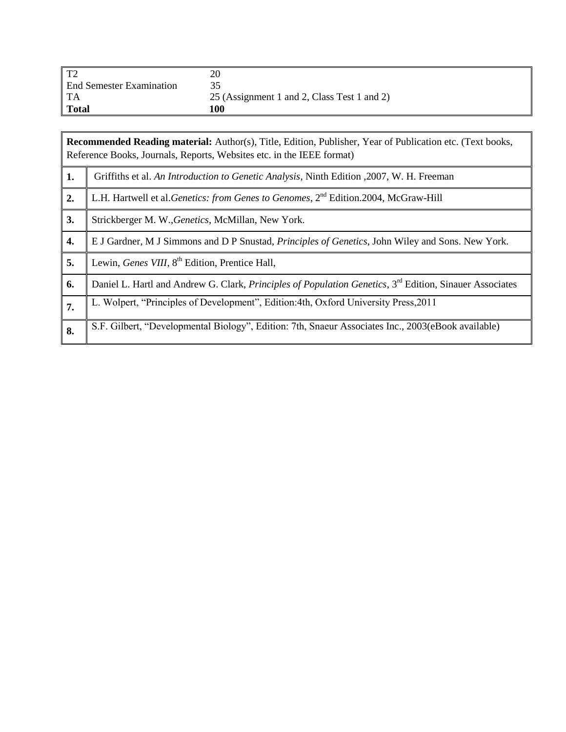| | |
|---|---|
| T2 | 20 |
| End Semester Examination | 35 |
| TA | 25 (Assignment 1 and 2, Class Test 1 and 2) |
| **Total** | **100** |

| **Recommended Reading material:** Author(s), Title, Edition, Publisher, Year of Publication etc. (Text books, Reference Books, Journals, Reports, Websites etc. in the IEEE format) | |
|---|---|
| **1.** | Griffiths et al. *An Introduction to Genetic Analysis*, Ninth Edition ,2007, W. H. Freeman |
| **2.** | L.H. Hartwell et al.*Genetics: from Genes to Genomes*, 2nd Edition.2004, McGraw-Hill |
| **3.** | Strickberger M. W.,*Genetics*, McMillan, New York. |
| **4.** | E J Gardner, M J Simmons and D P Snustad, *Principles of Genetics*, John Wiley and Sons. New York. |
| **5.** | Lewin, *Genes VIII*, 8th Edition, Prentice Hall, |
| **6.** | Daniel L. Hartl and Andrew G. Clark, *Principles of Population Genetics*, 3rd Edition, Sinauer Associates |
| **7.** | L. Wolpert, "Principles of Development", Edition:4th, Oxford University Press,2011 |
| **8.** | S.F. Gilbert, "Developmental Biology", Edition: 7th, Snaeur Associates Inc., 2003(eBook available) |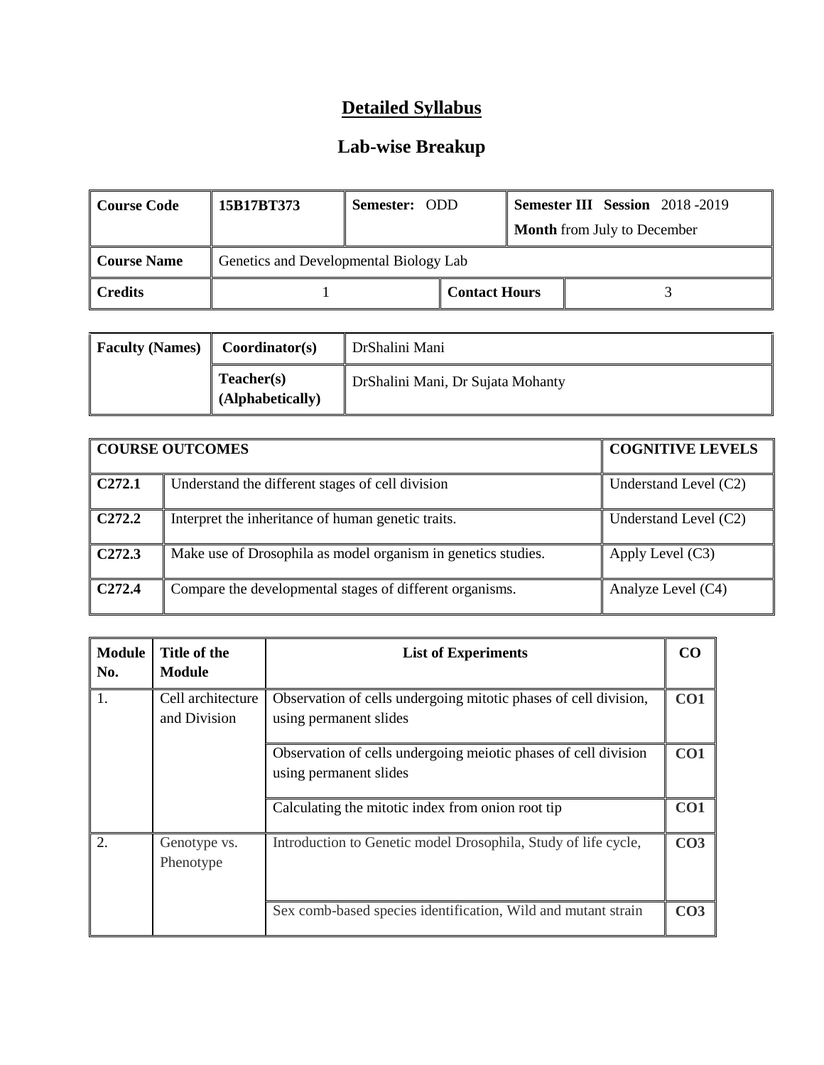# Detailed Syllabus

## Lab-wise Breakup

| Course Code | 15B17BT373 | Semester: ODD | | Semester III Session 2018 -2019<br>Month from July to December |
|---|---|---|---|---|
| Course Name | Genetics and Developmental Biology Lab | | | |
| Credits | 1 | | Contact Hours | 3 |

| Faculty (Names) | Coordinator(s) | DrShalini Mani |
|---|---|---|
| | Teacher(s) (Alphabetically) | DrShalini Mani, Dr Sujata Mohanty |

| COURSE OUTCOMES | | COGNITIVE LEVELS |
|---|---|---|
| C272.1 | Understand the different stages of cell division | Understand Level (C2) |
| C272.2 | Interpret the inheritance of human genetic traits. | Understand Level (C2) |
| C272.3 | Make use of Drosophila as model organism in genetics studies. | Apply Level (C3) |
| C272.4 | Compare the developmental stages of different organisms. | Analyze Level (C4) |

| Module No. | Title of the Module | List of Experiments | CO |
|---|---|---|---|
| 1. | Cell architecture and Division | Observation of cells undergoing mitotic phases of cell division, using permanent slides | CO1 |
| | | Observation of cells undergoing meiotic phases of cell division using permanent slides | CO1 |
| | | Calculating the mitotic index from onion root tip | CO1 |
| 2. | Genotype vs. Phenotype | Introduction to Genetic model Drosophila, Study of life cycle, | CO3 |
| | | Sex comb-based species identification, Wild and mutant strain | CO3 |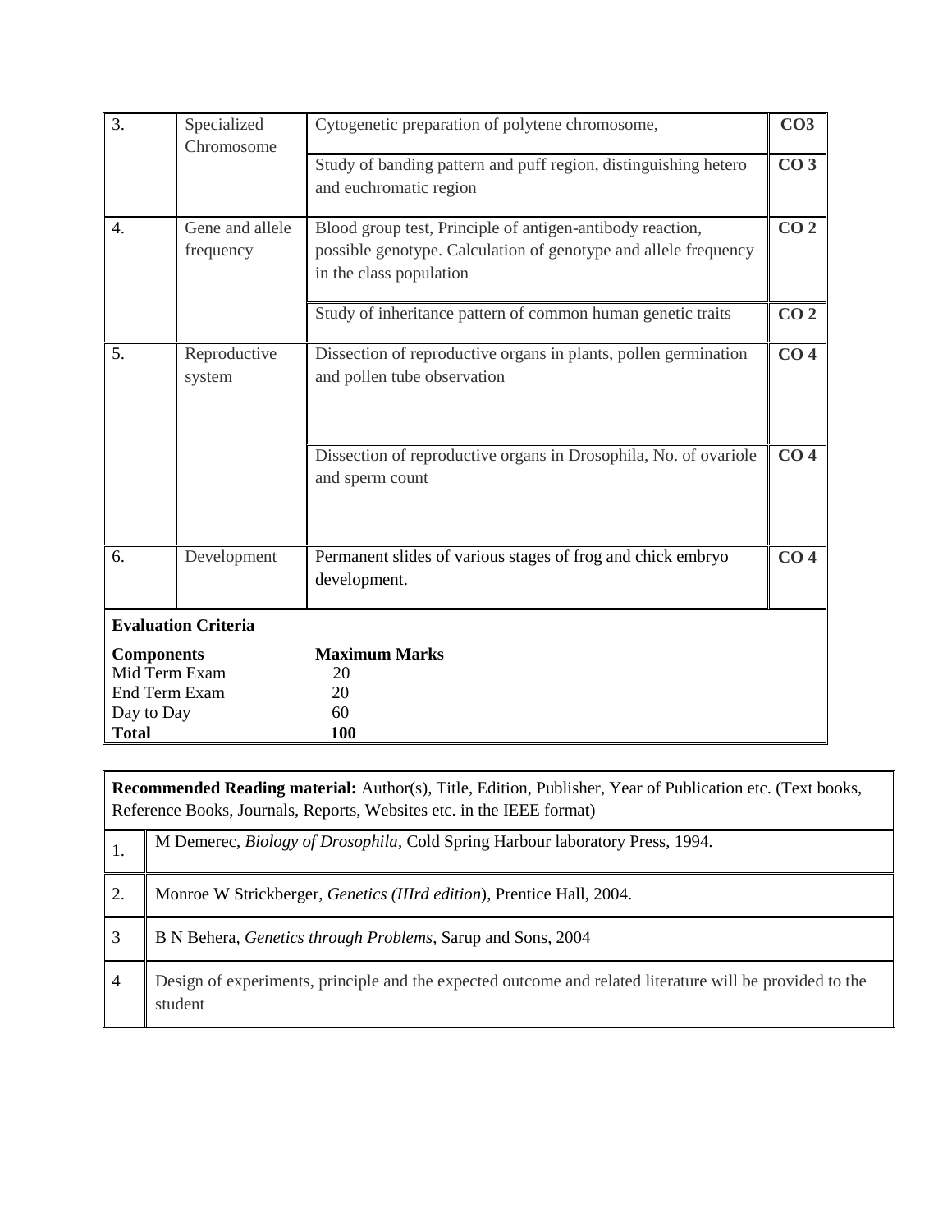| | | | |
|---|---|---|---|
| 3. | Specialized Chromosome | Cytogenetic preparation of polytene chromosome, | **CO3** |
| | | Study of banding pattern and puff region, distinguishing hetero and euchromatic region | **CO 3** |
| 4. | Gene and allele frequency | Blood group test, Principle of antigen-antibody reaction, possible genotype. Calculation of genotype and allele frequency in the class population | **CO 2** |
| | | Study of inheritance pattern of common human genetic traits | **CO 2** |
| 5. | Reproductive system | Dissection of reproductive organs in plants, pollen germination and pollen tube observation | **CO 4** |
| | | Dissection of reproductive organs in Drosophila, No. of ovariole and sperm count | **CO 4** |
| 6. | Development | Permanent slides of various stages of frog and chick embryo development. | **CO 4** |

**Evaluation Criteria**

| **Components** | **Maximum Marks** |
|---|---|
| Mid Term Exam | 20 |
| End Term Exam | 20 |
| Day to Day | 60 |
| **Total** | **100** |

**Recommended Reading material:** Author(s), Title, Edition, Publisher, Year of Publication etc. (Text books, Reference Books, Journals, Reports, Websites etc. in the IEEE format)

| | |
|---|---|
| 1. | M Demerec, *Biology of Drosophila*, Cold Spring Harbour laboratory Press, 1994. |
| 2. | Monroe W Strickberger, *Genetics (IIIrd edition*), Prentice Hall, 2004. |
| 3 | B N Behera, *Genetics through Problems*, Sarup and Sons, 2004 |
| 4 | Design of experiments, principle and the expected outcome and related literature will be provided to the student |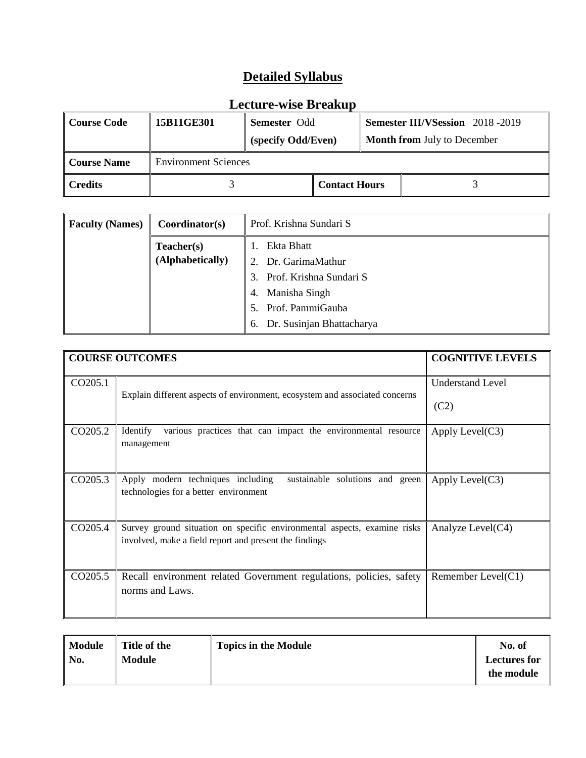# Detailed Syllabus

## Lecture-wise Breakup

| Course Code | 15B11GE301 | Semester Odd (specify Odd/Even) | | Semester III/VSession 2018 -2019 Month from July to December |
|---|---|---|---|---|
| **Course Name** | Environment Sciences | | | |
| **Credits** | 3 | | **Contact Hours** | 3 |

| Faculty (Names) | Coordinator(s) | Prof. Krishna Sundari S |
|---|---|---|
| | **Teacher(s) (Alphabetically)** | 1. Ekta Bhatt<br>2. Dr. GarimaMathur<br>3. Prof. Krishna Sundari S<br>4. Manisha Singh<br>5. Prof. PammiGauba<br>6. Dr. Susinjan Bhattacharya |

| COURSE OUTCOMES | | COGNITIVE LEVELS |
|---|---|---|
| CO205.1 | Explain different aspects of environment, ecosystem and associated concerns | Understand Level (C2) |
| CO205.2 | Identify various practices that can impact the environmental resource management | Apply Level(C3) |
| CO205.3 | Apply modern techniques including sustainable solutions and green technologies for a better environment | Apply Level(C3) |
| CO205.4 | Survey ground situation on specific environmental aspects, examine risks involved, make a field report and present the findings | Analyze Level(C4) |
| CO205.5 | Recall environment related Government regulations, policies, safety norms and Laws. | Remember Level(C1) |

| Module No. | Title of the Module | Topics in the Module | No. of Lectures for the module |
|---|---|---|---|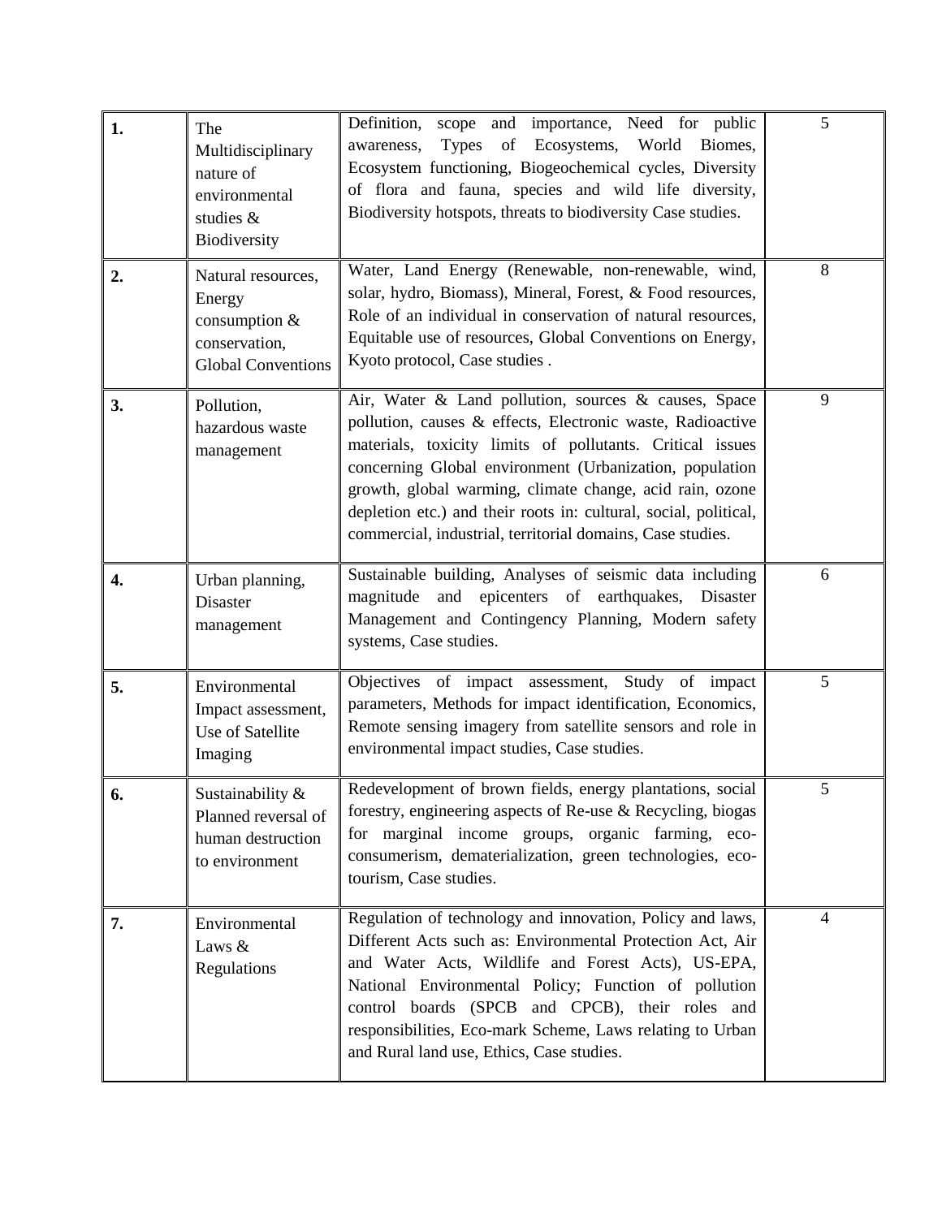| | | | |
|---|---|---|---|
| **1.** | The Multidisciplinary nature of environmental studies & Biodiversity | Definition, scope and importance, Need for public awareness, Types of Ecosystems, World Biomes, Ecosystem functioning, Biogeochemical cycles, Diversity of flora and fauna, species and wild life diversity, Biodiversity hotspots, threats to biodiversity Case studies. | 5 |
| **2.** | Natural resources, Energy consumption & conservation, Global Conventions | Water, Land Energy (Renewable, non-renewable, wind, solar, hydro, Biomass), Mineral, Forest, & Food resources, Role of an individual in conservation of natural resources, Equitable use of resources, Global Conventions on Energy, Kyoto protocol, Case studies . | 8 |
| **3.** | Pollution, hazardous waste management | Air, Water & Land pollution, sources & causes, Space pollution, causes & effects, Electronic waste, Radioactive materials, toxicity limits of pollutants. Critical issues concerning Global environment (Urbanization, population growth, global warming, climate change, acid rain, ozone depletion etc.) and their roots in: cultural, social, political, commercial, industrial, territorial domains, Case studies. | 9 |
| **4.** | Urban planning, Disaster management | Sustainable building, Analyses of seismic data including magnitude and epicenters of earthquakes, Disaster Management and Contingency Planning, Modern safety systems, Case studies. | 6 |
| **5.** | Environmental Impact assessment, Use of Satellite Imaging | Objectives of impact assessment, Study of impact parameters, Methods for impact identification, Economics, Remote sensing imagery from satellite sensors and role in environmental impact studies, Case studies. | 5 |
| **6.** | Sustainability & Planned reversal of human destruction to environment | Redevelopment of brown fields, energy plantations, social forestry, engineering aspects of Re-use & Recycling, biogas for marginal income groups, organic farming, eco-consumerism, dematerialization, green technologies, eco-tourism, Case studies. | 5 |
| **7.** | Environmental Laws & Regulations | Regulation of technology and innovation, Policy and laws, Different Acts such as: Environmental Protection Act, Air and Water Acts, Wildlife and Forest Acts), US-EPA, National Environmental Policy; Function of pollution control boards (SPCB and CPCB), their roles and responsibilities, Eco-mark Scheme, Laws relating to Urban and Rural land use, Ethics, Case studies. | 4 |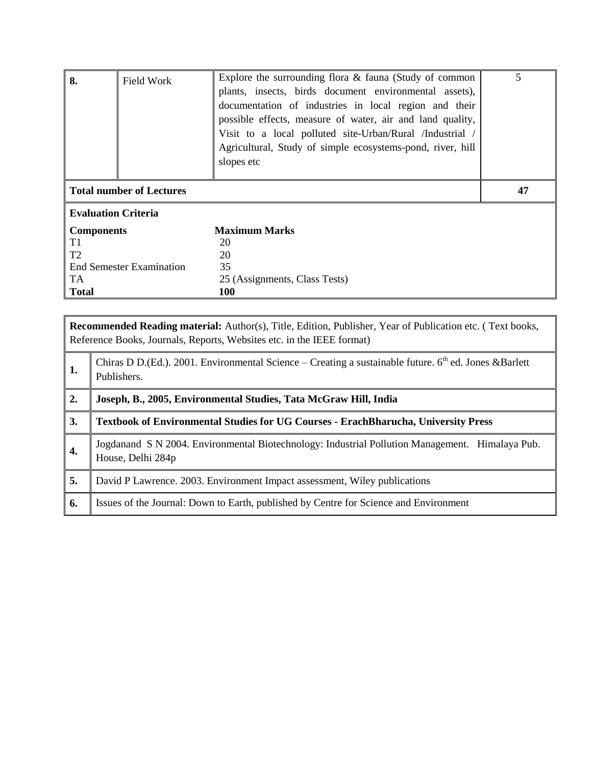| 8. | Field Work | Explore the surrounding flora & fauna (Study of common plants, insects, birds document environmental assets), documentation of industries in local region and their possible effects, measure of water, air and land quality, Visit to a local polluted site-Urban/Rural /Industrial / Agricultural, Study of simple ecosystems-pond, river, hill slopes etc | 5 |
|---|---|---|---|
| **Total number of Lectures** | | | **47** |

**Evaluation Criteria**

| Components | Maximum Marks |
|---|---|
| T1 | 20 |
| T2 | 20 |
| End Semester Examination | 35 |
| TA | 25 (Assignments, Class Tests) |
| **Total** | **100** |

| **Recommended Reading material:** Author(s), Title, Edition, Publisher, Year of Publication etc. ( Text books, Reference Books, Journals, Reports, Websites etc. in the IEEE format) | |
|---|---|
| 1. | Chiras D D.(Ed.). 2001. Environmental Science – Creating a sustainable future. 6th ed. Jones &Barlett Publishers. |
| 2. | **Joseph, B., 2005, Environmental Studies, Tata McGraw Hill, India** |
| 3. | **Textbook of Environmental Studies for UG Courses - ErachBharucha, University Press** |
| 4. | Jogdanand S N 2004. Environmental Biotechnology: Industrial Pollution Management. Himalaya Pub. House, Delhi 284p |
| 5. | David P Lawrence. 2003. Environment Impact assessment, Wiley publications |
| 6. | Issues of the Journal: Down to Earth, published by Centre for Science and Environment |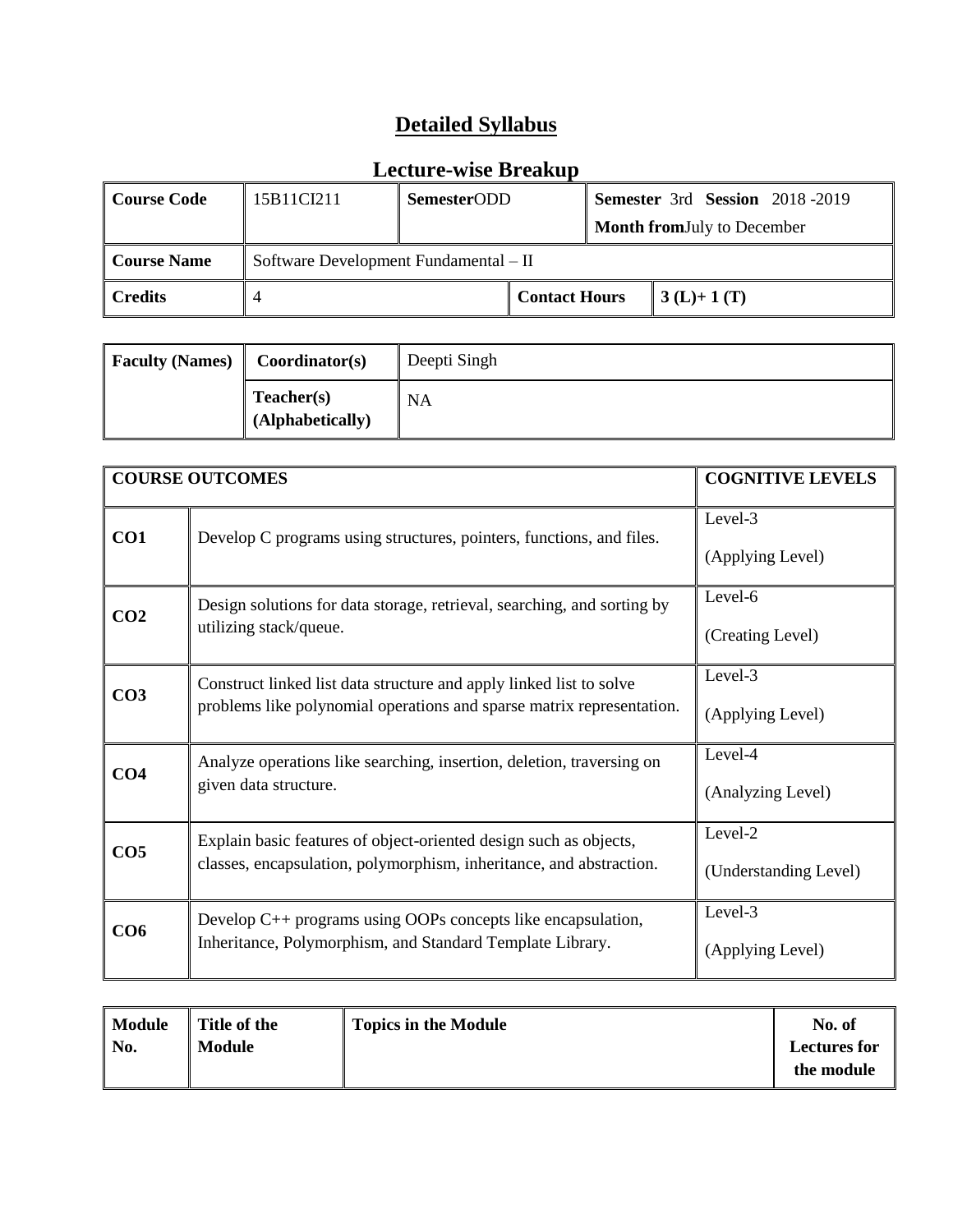# Detailed Syllabus

## Lecture-wise Breakup

| Course Code | 15B11CI211 | **Semester**ODD | | **Semester** 3rd **Session** 2018 -2019<br>**Month from**July to December |
|---|---|---|---|---|
| **Course Name** | Software Development Fundamental – II | | | |
| **Credits** | 4 | | **Contact Hours** | **3 (L)+ 1 (T)** |

| **Faculty (Names)** | **Coordinator(s)** | Deepti Singh |
|---|---|---|
| | **Teacher(s) (Alphabetically)** | NA |

| **COURSE OUTCOMES** | | **COGNITIVE LEVELS** |
|---|---|---|
| **CO1** | Develop C programs using structures, pointers, functions, and files. | Level-3<br>(Applying Level) |
| **CO2** | Design solutions for data storage, retrieval, searching, and sorting by utilizing stack/queue. | Level-6<br>(Creating Level) |
| **CO3** | Construct linked list data structure and apply linked list to solve problems like polynomial operations and sparse matrix representation. | Level-3<br>(Applying Level) |
| **CO4** | Analyze operations like searching, insertion, deletion, traversing on given data structure. | Level-4<br>(Analyzing Level) |
| **CO5** | Explain basic features of object-oriented design such as objects, classes, encapsulation, polymorphism, inheritance, and abstraction. | Level-2<br>(Understanding Level) |
| **CO6** | Develop C++ programs using OOPs concepts like encapsulation, Inheritance, Polymorphism, and Standard Template Library. | Level-3<br>(Applying Level) |

| **Module No.** | **Title of the Module** | **Topics in the Module** | **No. of Lectures for the module** |
|---|---|---|---|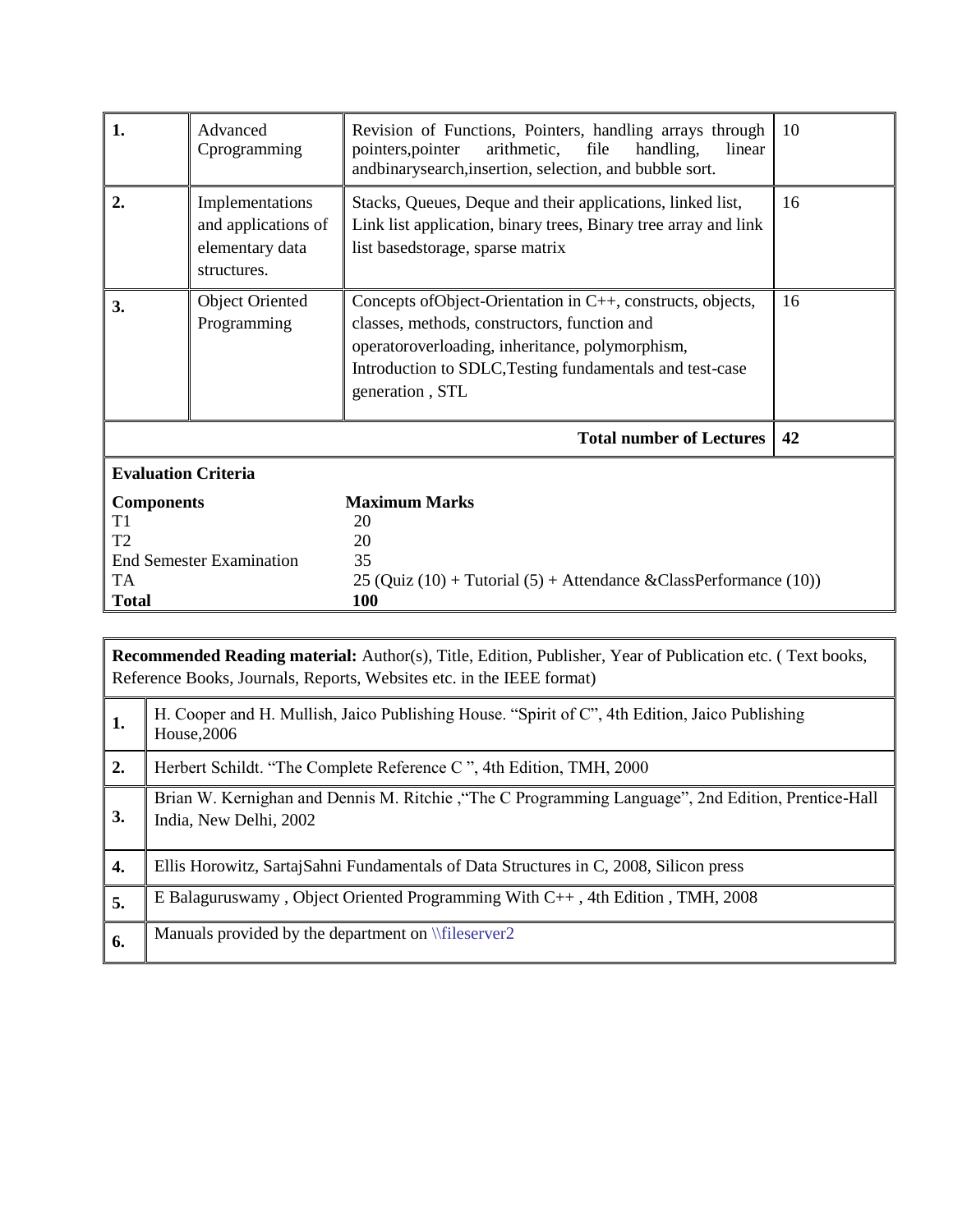| 1. | Advanced Cprogramming | Revision of Functions, Pointers, handling arrays through pointers,pointer arithmetic, file handling, linear andbinarysearch,insertion, selection, and bubble sort. | 10 |
|---|---|---|---|
| 2. | Implementations and applications of elementary data structures. | Stacks, Queues, Deque and their applications, linked list, Link list application, binary trees, Binary tree array and link list basedstorage, sparse matrix | 16 |
| 3. | Object Oriented Programming | Concepts ofObject-Orientation in C++, constructs, objects, classes, methods, constructors, function and operatoroverloading, inheritance, polymorphism, Introduction to SDLC,Testing fundamentals and test-case generation , STL | 16 |
| | | **Total number of Lectures** | **42** |

**Evaluation Criteria**

| **Components** | **Maximum Marks** |
|---|---|
| T1 | 20 |
| T2 | 20 |
| End Semester Examination | 35 |
| TA | 25 (Quiz (10) + Tutorial (5) + Attendance &ClassPerformance (10)) |
| **Total** | **100** |

**Recommended Reading material:** Author(s), Title, Edition, Publisher, Year of Publication etc. ( Text books, Reference Books, Journals, Reports, Websites etc. in the IEEE format)

| | |
|---|---|
| 1. | H. Cooper and H. Mullish, Jaico Publishing House. "Spirit of C", 4th Edition, Jaico Publishing House,2006 |
| 2. | Herbert Schildt. "The Complete Reference C ", 4th Edition, TMH, 2000 |
| 3. | Brian W. Kernighan and Dennis M. Ritchie ,"The C Programming Language", 2nd Edition, Prentice-Hall India, New Delhi, 2002 |
| 4. | Ellis Horowitz, SartajSahni Fundamentals of Data Structures in C, 2008, Silicon press |
| 5. | E Balaguruswamy , Object Oriented Programming With C++ , 4th Edition , TMH, 2008 |
| 6. | Manuals provided by the department on \\fileserver2 |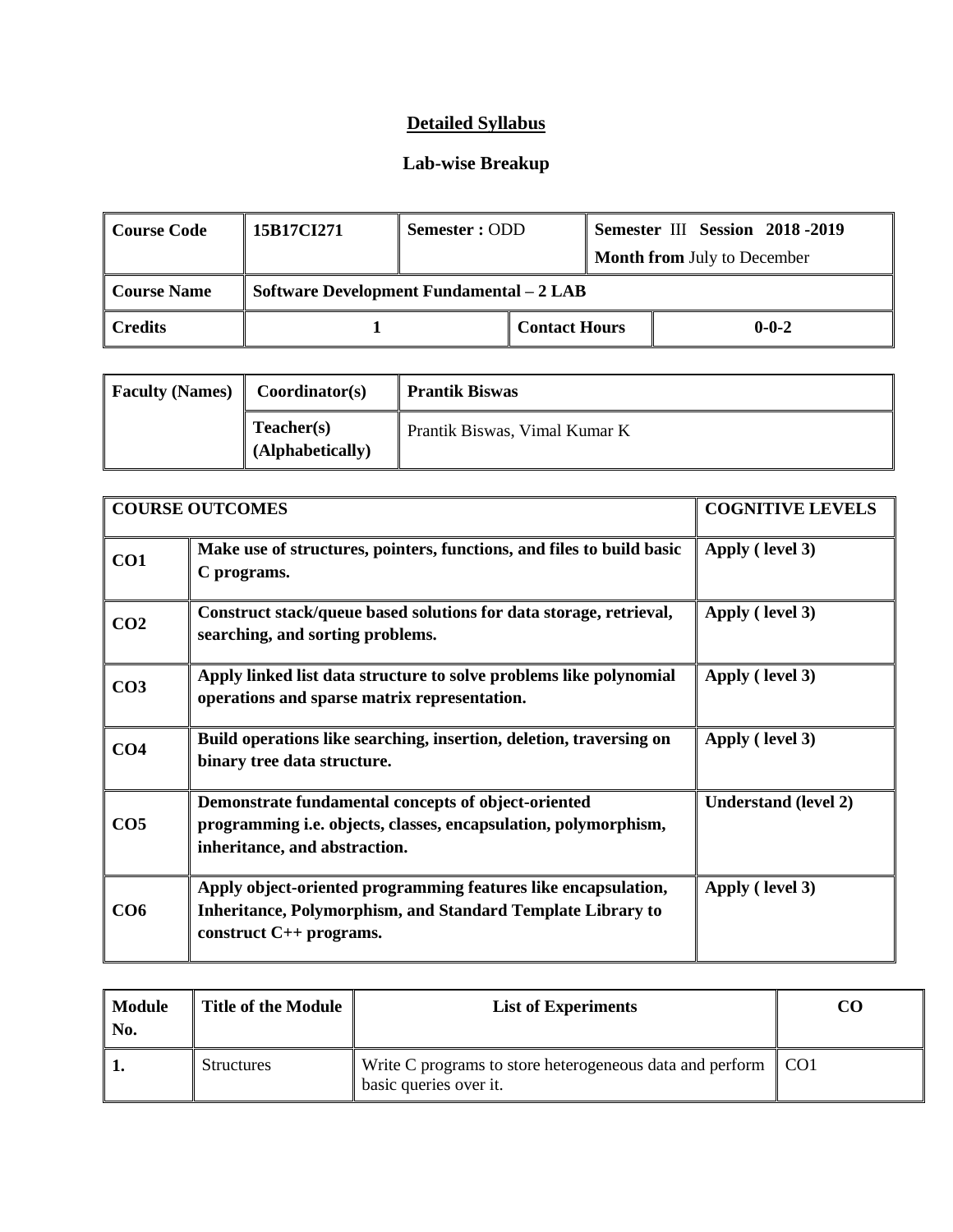# Detailed Syllabus

## Lab-wise Breakup

| Course Code | 15B17CI271 | Semester : ODD | Semester III Session 2018 -2019<br>Month from July to December |
|---|---|---|---|
| Course Name | Software Development Fundamental – 2 LAB | | |
| Credits | 1 | Contact Hours | 0-0-2 |

| Faculty (Names) | Coordinator(s) | Prantik Biswas |
|---|---|---|
| | Teacher(s) (Alphabetically) | Prantik Biswas, Vimal Kumar K |

| COURSE OUTCOMES | | COGNITIVE LEVELS |
|---|---|---|
| CO1 | Make use of structures, pointers, functions, and files to build basic C programs. | Apply ( level 3) |
| CO2 | Construct stack/queue based solutions for data storage, retrieval, searching, and sorting problems. | Apply ( level 3) |
| CO3 | Apply linked list data structure to solve problems like polynomial operations and sparse matrix representation. | Apply ( level 3) |
| CO4 | Build operations like searching, insertion, deletion, traversing on binary tree data structure. | Apply ( level 3) |
| CO5 | Demonstrate fundamental concepts of object-oriented programming i.e. objects, classes, encapsulation, polymorphism, inheritance, and abstraction. | Understand (level 2) |
| CO6 | Apply object-oriented programming features like encapsulation, Inheritance, Polymorphism, and Standard Template Library to construct C++ programs. | Apply ( level 3) |

| Module No. | Title of the Module | List of Experiments | CO |
|---|---|---|---|
| 1. | Structures | Write C programs to store heterogeneous data and perform basic queries over it. | CO1 |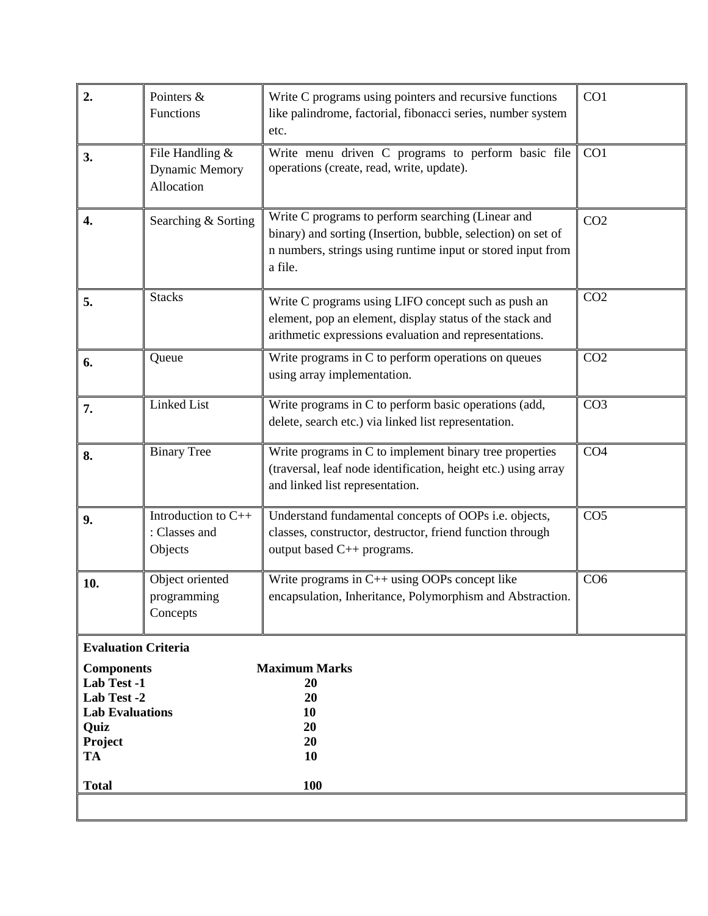| | | | |
|---|---|---|---|
| **2.** | Pointers & Functions | Write C programs using pointers and recursive functions like palindrome, factorial, fibonacci series, number system etc. | CO1 |
| **3.** | File Handling & Dynamic Memory Allocation | Write menu driven C programs to perform basic file operations (create, read, write, update). | CO1 |
| **4.** | Searching & Sorting | Write C programs to perform searching (Linear and binary) and sorting (Insertion, bubble, selection) on set of n numbers, strings using runtime input or stored input from a file. | CO2 |
| **5.** | Stacks | Write C programs using LIFO concept such as push an element, pop an element, display status of the stack and arithmetic expressions evaluation and representations. | CO2 |
| **6.** | Queue | Write programs in C to perform operations on queues using array implementation. | CO2 |
| **7.** | Linked List | Write programs in C to perform basic operations (add, delete, search etc.) via linked list representation. | CO3 |
| **8.** | Binary Tree | Write programs in C to implement binary tree properties (traversal, leaf node identification, height etc.) using array and linked list representation. | CO4 |
| **9.** | Introduction to C++ : Classes and Objects | Understand fundamental concepts of OOPs i.e. objects, classes, constructor, destructor, friend function through output based C++ programs. | CO5 |
| **10.** | Object oriented programming Concepts | Write programs in C++ using OOPs concept like encapsulation, Inheritance, Polymorphism and Abstraction. | CO6 |

**Evaluation Criteria**

| **Components** | **Maximum Marks** |
|---|---|
| **Lab Test -1** | **20** |
| **Lab Test -2** | **20** |
| **Lab Evaluations** | **10** |
| **Quiz** | **20** |
| **Project** | **20** |
| **TA** | **10** |
| **Total** | **100** |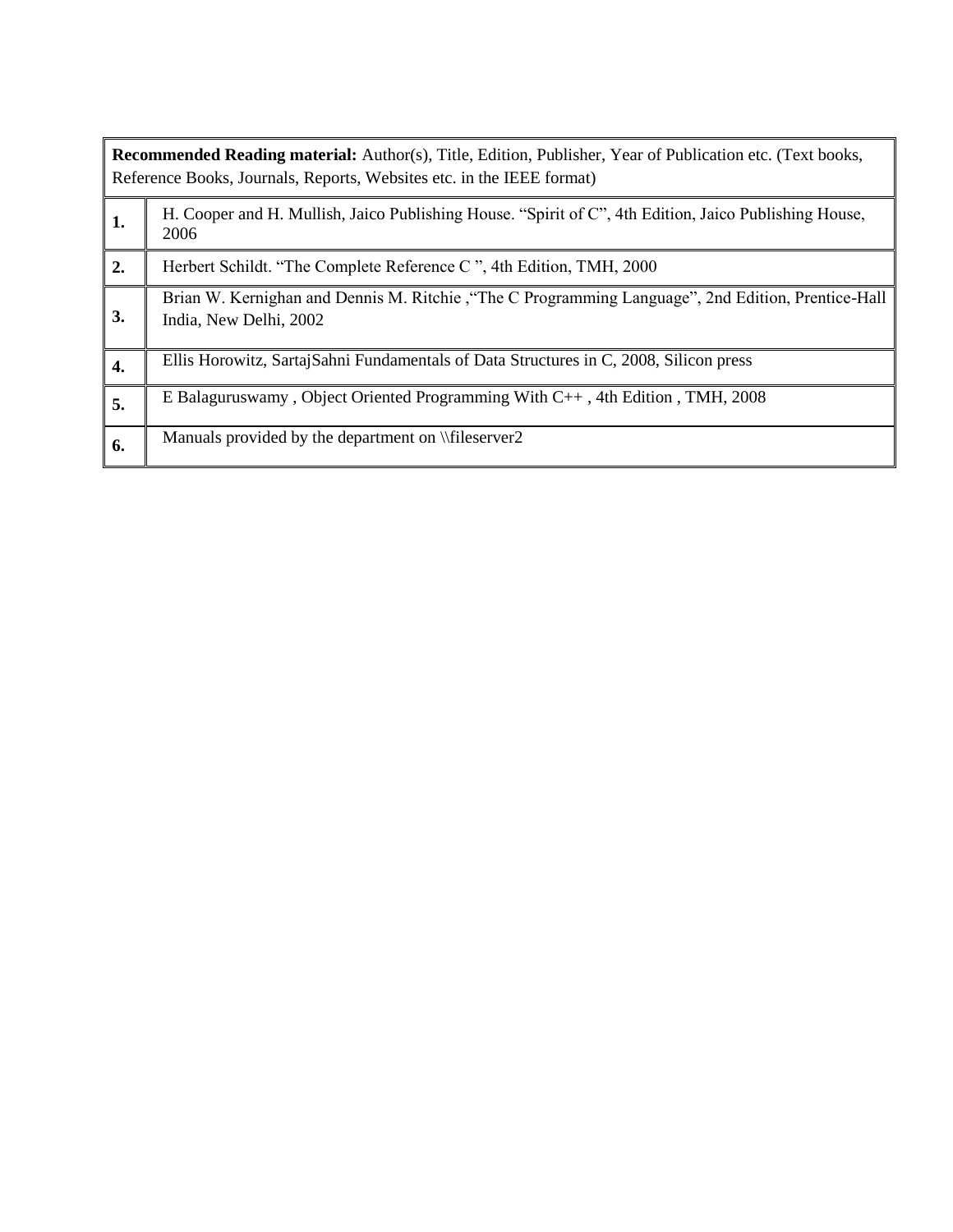| **Recommended Reading material:** Author(s), Title, Edition, Publisher, Year of Publication etc. (Text books, Reference Books, Journals, Reports, Websites etc. in the IEEE format) | |
|---|---|
| **1.** | H. Cooper and H. Mullish, Jaico Publishing House. "Spirit of C", 4th Edition, Jaico Publishing House, 2006 |
| **2.** | Herbert Schildt. "The Complete Reference C ", 4th Edition, TMH, 2000 |
| **3.** | Brian W. Kernighan and Dennis M. Ritchie ,"The C Programming Language", 2nd Edition, Prentice-Hall India, New Delhi, 2002 |
| **4.** | Ellis Horowitz, SartajSahni Fundamentals of Data Structures in C, 2008, Silicon press |
| **5.** | E Balaguruswamy , Object Oriented Programming With C++ , 4th Edition , TMH, 2008 |
| **6.** | Manuals provided by the department on \\fileserver2 |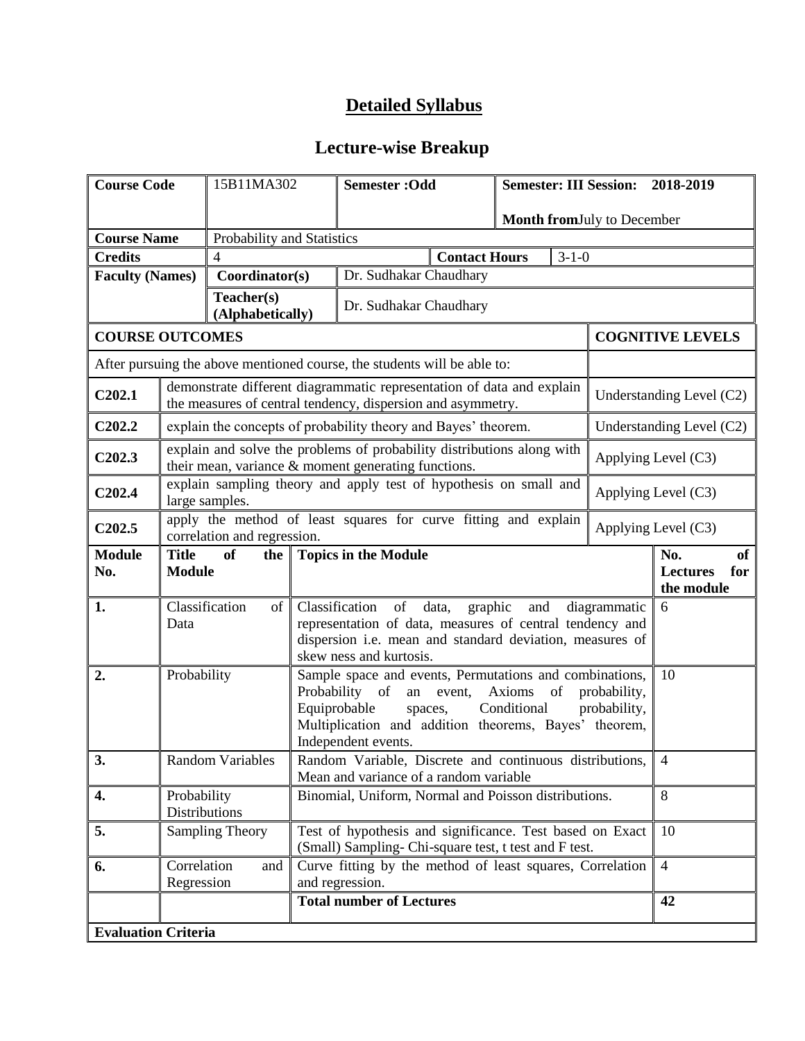# Detailed Syllabus

## Lecture-wise Breakup

| Course Code | 15B11MA302 | Semester :Odd | Semester: III Session: 2018-2019<br>**Month from**July to December |
|---|---|---|---|
| **Course Name** | Probability and Statistics | | |
| **Credits** | 4 | **Contact Hours** | 3-1-0 |
| **Faculty (Names)** | **Coordinator(s)** | Dr. Sudhakar Chaudhary | |
| | **Teacher(s) (Alphabetically)** | Dr. Sudhakar Chaudhary | |

| **COURSE OUTCOMES** | | **COGNITIVE LEVELS** |
|---|---|---|
| After pursuing the above mentioned course, the students will be able to: | | |
| **C202.1** | demonstrate different diagrammatic representation of data and explain the measures of central tendency, dispersion and asymmetry. | Understanding Level (C2) |
| **C202.2** | explain the concepts of probability theory and Bayes' theorem. | Understanding Level (C2) |
| **C202.3** | explain and solve the problems of probability distributions along with their mean, variance & moment generating functions. | Applying Level (C3) |
| **C202.4** | explain sampling theory and apply test of hypothesis on small and large samples. | Applying Level (C3) |
| **C202.5** | apply the method of least squares for curve fitting and explain correlation and regression. | Applying Level (C3) |

| **Module No.** | **Title of the Module** | **Topics in the Module** | **No. of Lectures for the module** |
|---|---|---|---|
| **1.** | Classification of Data | Classification of data, graphic and diagrammatic representation of data, measures of central tendency and dispersion i.e. mean and standard deviation, measures of skew ness and kurtosis. | 6 |
| **2.** | Probability | Sample space and events, Permutations and combinations, Probability of an event, Axioms of probability, Equiprobable spaces, Conditional probability, Multiplication and addition theorems, Bayes' theorem, Independent events. | 10 |
| **3.** | Random Variables | Random Variable, Discrete and continuous distributions, Mean and variance of a random variable | 4 |
| **4.** | Probability Distributions | Binomial, Uniform, Normal and Poisson distributions. | 8 |
| **5.** | Sampling Theory | Test of hypothesis and significance. Test based on Exact (Small) Sampling- Chi-square test, t test and F test. | 10 |
| **6.** | Correlation and Regression | Curve fitting by the method of least squares, Correlation and regression. | 4 |
| | | **Total number of Lectures** | **42** |

**Evaluation Criteria**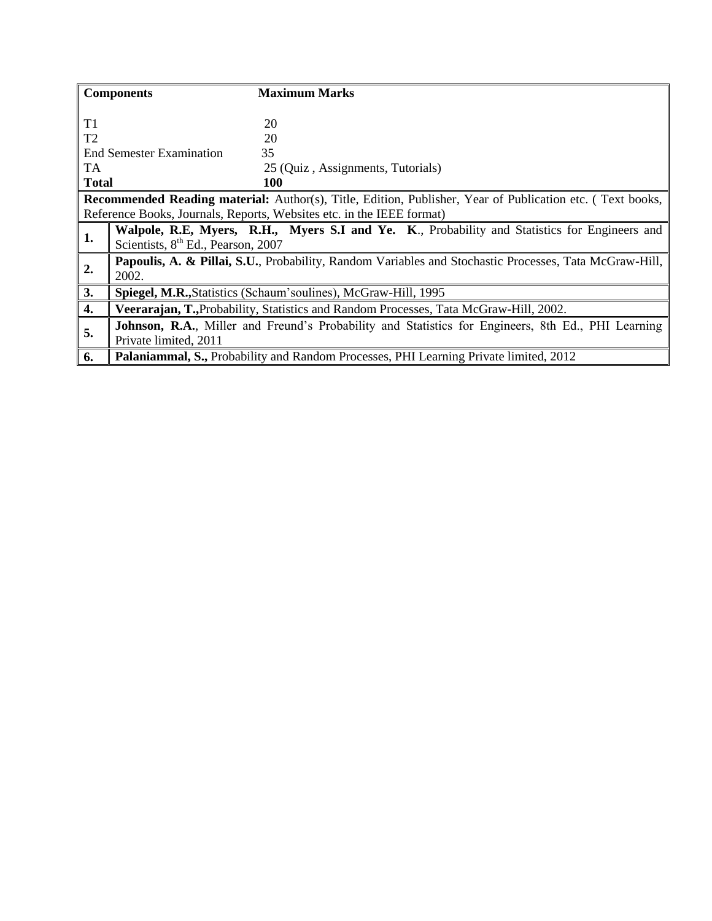| **Components** | **Maximum Marks** |
|---|---|
| T1 | 20 |
| T2 | 20 |
| End Semester Examination | 35 |
| TA | 25 (Quiz , Assignments, Tutorials) |
| **Total** | **100** |

**Recommended Reading material:** Author(s), Title, Edition, Publisher, Year of Publication etc. ( Text books, Reference Books, Journals, Reports, Websites etc. in the IEEE format)

| | |
|---|---|
| **1.** | **Walpole, R.E, Myers, R.H., Myers S.I and Ye. K**., Probability and Statistics for Engineers and Scientists, $8^{th}$ Ed., Pearson, 2007 |
| **2.** | **Papoulis, A. & Pillai, S.U.**, Probability, Random Variables and Stochastic Processes, Tata McGraw-Hill, 2002. |
| **3.** | **Spiegel, M.R.,**Statistics (Schaum'soulines), McGraw-Hill, 1995 |
| **4.** | **Veerarajan, T.,**Probability, Statistics and Random Processes, Tata McGraw-Hill, 2002. |
| **5.** | **Johnson, R.A.**, Miller and Freund's Probability and Statistics for Engineers, 8th Ed., PHI Learning Private limited, 2011 |
| **6.** | **Palaniammal, S.,** Probability and Random Processes, PHI Learning Private limited, 2012 |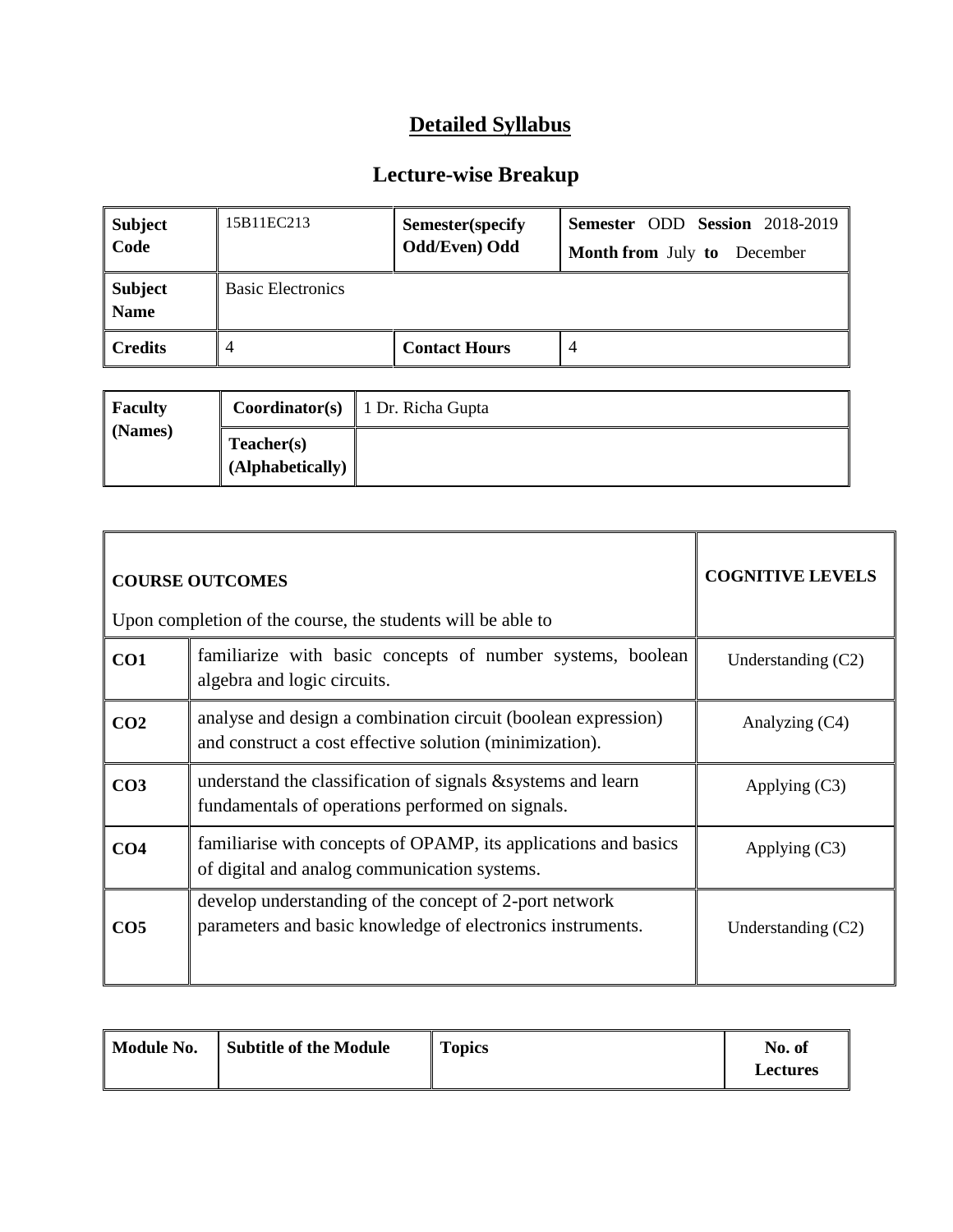# Detailed Syllabus

## Lecture-wise Breakup

| **Subject Code** | 15B11EC213 | **Semester(specify Odd/Even) Odd** | **Semester** ODD **Session** 2018-2019 **Month from** July **to** December |
|---|---|---|---|
| **Subject Name** | Basic Electronics | | |
| **Credits** | 4 | **Contact Hours** | 4 |

| **Faculty (Names)** | **Coordinator(s)** | 1 Dr. Richa Gupta |
|---|---|---|
| | **Teacher(s) (Alphabetically)** | |

| **COURSE OUTCOMES** Upon completion of the course, the students will be able to | | **COGNITIVE LEVELS** |
|---|---|---|
| **CO1** | familiarize with basic concepts of number systems, boolean algebra and logic circuits. | Understanding (C2) |
| **CO2** | analyse and design a combination circuit (boolean expression) and construct a cost effective solution (minimization). | Analyzing (C4) |
| **CO3** | understand the classification of signals &systems and learn fundamentals of operations performed on signals. | Applying (C3) |
| **CO4** | familiarise with concepts of OPAMP, its applications and basics of digital and analog communication systems. | Applying (C3) |
| **CO5** | develop understanding of the concept of 2-port network parameters and basic knowledge of electronics instruments. | Understanding (C2) |

| **Module No.** | **Subtitle of the Module** | **Topics** | **No. of Lectures** |
|---|---|---|---|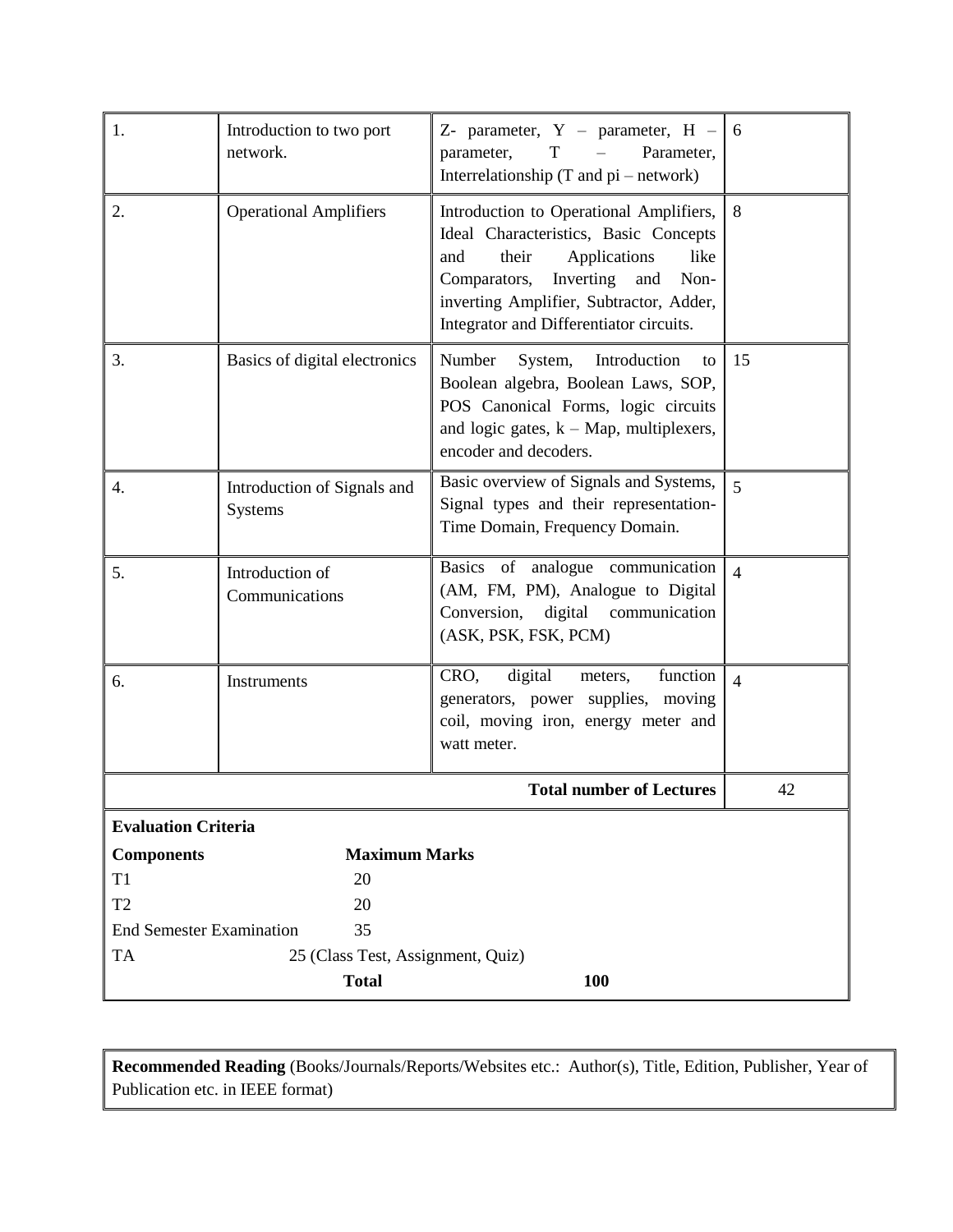| | | | |
|---|---|---|---|
| 1. | Introduction to two port network. | Z- parameter, Y – parameter, H – parameter, T – Parameter, Interrelationship (T and pi – network) | 6 |
| 2. | Operational Amplifiers | Introduction to Operational Amplifiers, Ideal Characteristics, Basic Concepts and their Applications like Comparators, Inverting and Non-inverting Amplifier, Subtractor, Adder, Integrator and Differentiator circuits. | 8 |
| 3. | Basics of digital electronics | Number System, Introduction to Boolean algebra, Boolean Laws, SOP, POS Canonical Forms, logic circuits and logic gates, k – Map, multiplexers, encoder and decoders. | 15 |
| 4. | Introduction of Signals and Systems | Basic overview of Signals and Systems, Signal types and their representation-Time Domain, Frequency Domain. | 5 |
| 5. | Introduction of Communications | Basics of analogue communication (AM, FM, PM), Analogue to Digital Conversion, digital communication (ASK, PSK, FSK, PCM) | 4 |
| 6. | Instruments | CRO, digital meters, function generators, power supplies, moving coil, moving iron, energy meter and watt meter. | 4 |
| | | **Total number of Lectures** | 42 |

**Evaluation Criteria**

| **Components** | **Maximum Marks** |
|---|---|
| T1 | 20 |
| T2 | 20 |
| End Semester Examination | 35 |
| TA | 25 (Class Test, Assignment, Quiz) |
| **Total** | **100** |

**Recommended Reading** (Books/Journals/Reports/Websites etc.: Author(s), Title, Edition, Publisher, Year of Publication etc. in IEEE format)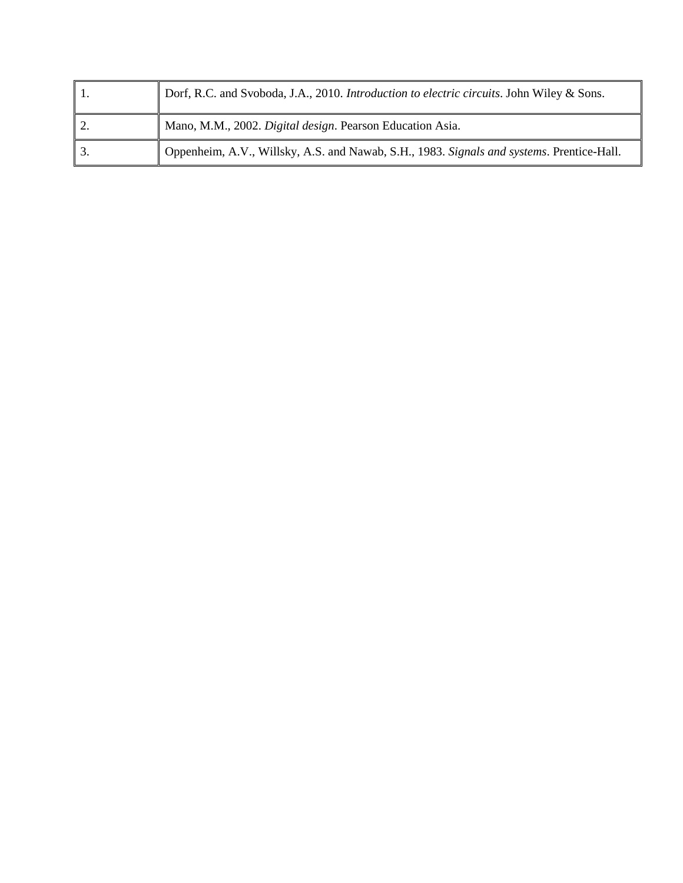| | |
|---|---|
| 1. | Dorf, R.C. and Svoboda, J.A., 2010. *Introduction to electric circuits*. John Wiley & Sons. |
| 2. | Mano, M.M., 2002. *Digital design*. Pearson Education Asia. |
| 3. | Oppenheim, A.V., Willsky, A.S. and Nawab, S.H., 1983. *Signals and systems*. Prentice-Hall. |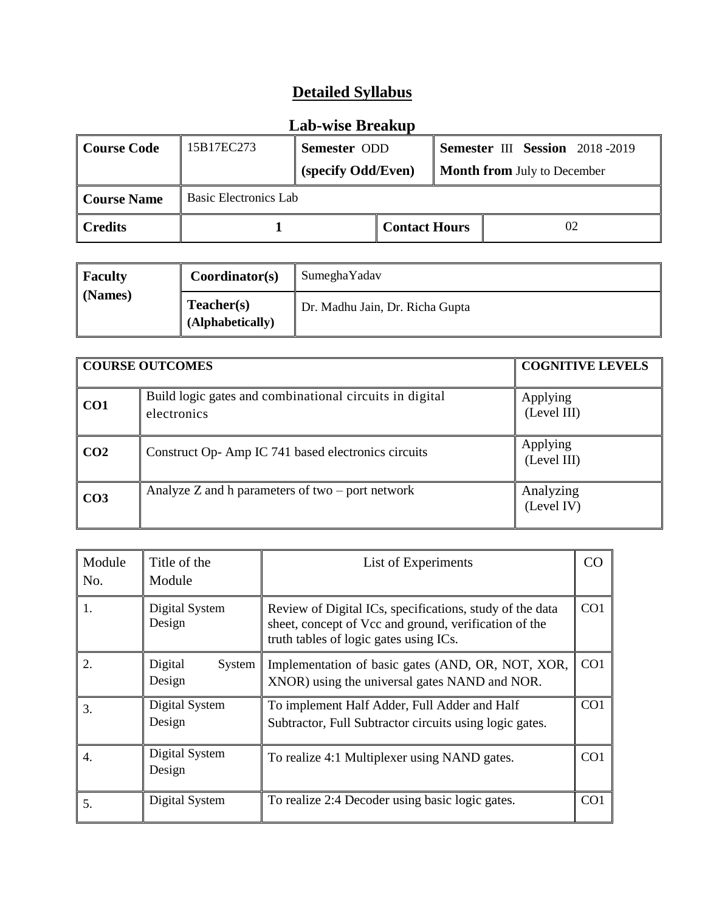# Detailed Syllabus

## Lab-wise Breakup

| **Course Code** | 15B17EC273 | **Semester** ODD **(specify Odd/Even)** | | **Semester** III **Session** 2018 -2019 **Month from** July to December |
|---|---|---|---|---|
| **Course Name** | Basic Electronics Lab | | | |
| **Credits** | 1 | **Contact Hours** | | 02 |

| **Faculty (Names)** | **Coordinator(s)** | SumeghaYadav |
|---|---|---|
| | **Teacher(s) (Alphabetically)** | Dr. Madhu Jain, Dr. Richa Gupta |

| **COURSE OUTCOMES** | | **COGNITIVE LEVELS** |
|---|---|---|
| **CO1** | Build logic gates and combinational circuits in digital electronics | Applying (Level III) |
| **CO2** | Construct Op- Amp IC 741 based electronics circuits | Applying (Level III) |
| **CO3** | Analyze Z and h parameters of two – port network | Analyzing (Level IV) |

| Module No. | Title of the Module | List of Experiments | CO |
|---|---|---|---|
| 1. | Digital System Design | Review of Digital ICs, specifications, study of the data sheet, concept of Vcc and ground, verification of the truth tables of logic gates using ICs. | CO1 |
| 2. | Digital System Design | Implementation of basic gates (AND, OR, NOT, XOR, XNOR) using the universal gates NAND and NOR. | CO1 |
| 3. | Digital System Design | To implement Half Adder, Full Adder and Half Subtractor, Full Subtractor circuits using logic gates. | CO1 |
| 4. | Digital System Design | To realize 4:1 Multiplexer using NAND gates. | CO1 |
| 5. | Digital System | To realize 2:4 Decoder using basic logic gates. | CO1 |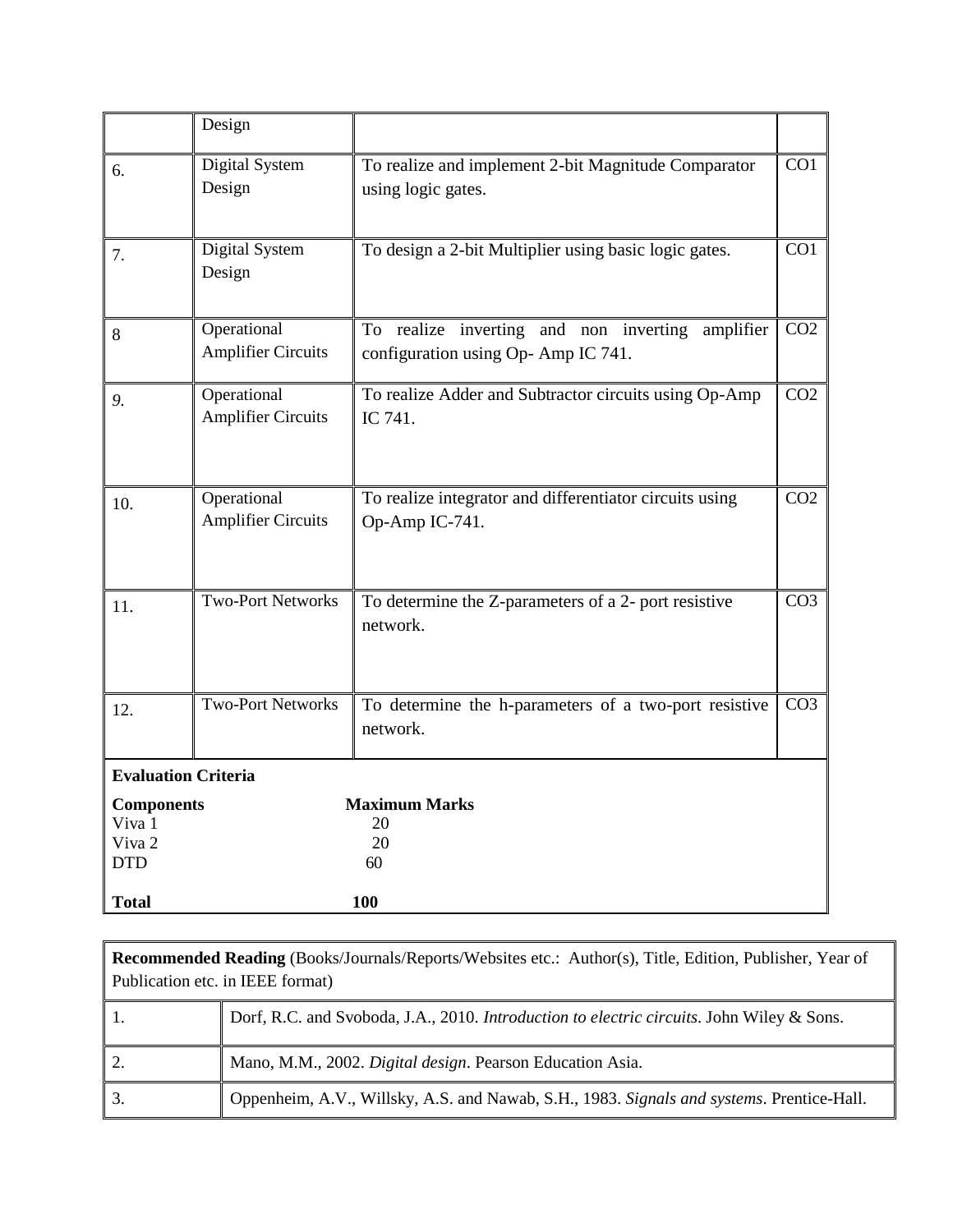|  | Design |  |  |
|---|---|---|---|
| 6. | Digital System Design | To realize and implement 2-bit Magnitude Comparator using logic gates. | CO1 |
| 7. | Digital System Design | To design a 2-bit Multiplier using basic logic gates. | CO1 |
| 8 | Operational Amplifier Circuits | To realize inverting and non inverting amplifier configuration using Op- Amp IC 741. | CO2 |
| 9. | Operational Amplifier Circuits | To realize Adder and Subtractor circuits using Op-Amp IC 741. | CO2 |
| 10. | Operational Amplifier Circuits | To realize integrator and differentiator circuits using Op-Amp IC-741. | CO2 |
| 11. | Two-Port Networks | To determine the Z-parameters of a 2- port resistive network. | CO3 |
| 12. | Two-Port Networks | To determine the h-parameters of a two-port resistive network. | CO3 |

**Evaluation Criteria**

| **Components** | **Maximum Marks** |
|---|---|
| Viva 1 | 20 |
| Viva 2 | 20 |
| DTD | 60 |
| **Total** | **100** |

| **Recommended Reading** (Books/Journals/Reports/Websites etc.: Author(s), Title, Edition, Publisher, Year of Publication etc. in IEEE format) | |
|---|---|
| 1. | Dorf, R.C. and Svoboda, J.A., 2010. *Introduction to electric circuits*. John Wiley & Sons. |
| 2. | Mano, M.M., 2002. *Digital design*. Pearson Education Asia. |
| 3. | Oppenheim, A.V., Willsky, A.S. and Nawab, S.H., 1983. *Signals and systems*. Prentice-Hall. |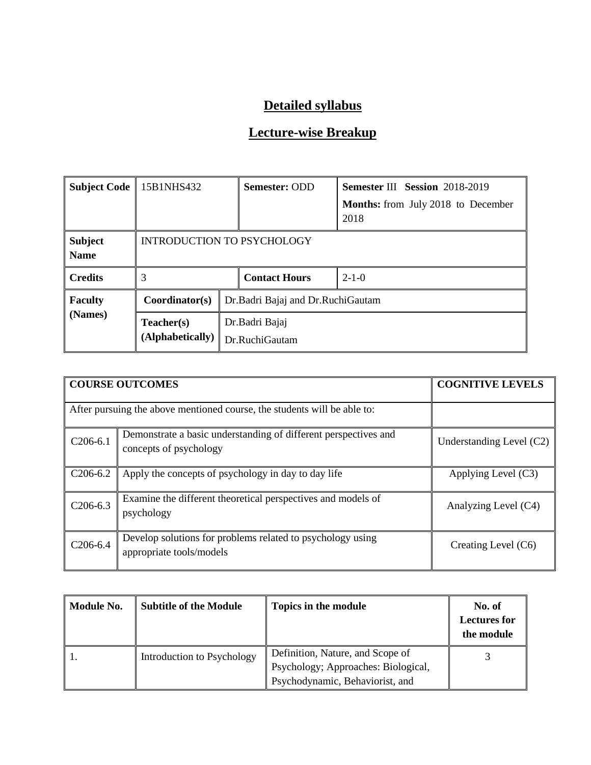# Detailed syllabus

# Lecture-wise Breakup

| Subject Code | 15B1NHS432 | | Semester: ODD | Semester III Session 2018-2019<br>Months: from July 2018 to December 2018 |
|---|---|---|---|---|
| Subject Name | INTRODUCTION TO PSYCHOLOGY | | | |
| Credits | 3 | | Contact Hours | 2-1-0 |
| Faculty (Names) | Coordinator(s) | Dr.Badri Bajaj and Dr.RuchiGautam | | |
| | Teacher(s) (Alphabetically) | Dr.Badri Bajaj<br>Dr.RuchiGautam | | |

| COURSE OUTCOMES | | COGNITIVE LEVELS |
|---|---|---|
| After pursuing the above mentioned course, the students will be able to: | | |
| C206-6.1 | Demonstrate a basic understanding of different perspectives and concepts of psychology | Understanding Level (C2) |
| C206-6.2 | Apply the concepts of psychology in day to day life | Applying Level (C3) |
| C206-6.3 | Examine the different theoretical perspectives and models of psychology | Analyzing Level (C4) |
| C206-6.4 | Develop solutions for problems related to psychology using appropriate tools/models | Creating Level (C6) |

| Module No. | Subtitle of the Module | Topics in the module | No. of Lectures for the module |
|---|---|---|---|
| 1. | Introduction to Psychology | Definition, Nature, and Scope of Psychology; Approaches: Biological, Psychodynamic, Behaviorist, and | 3 |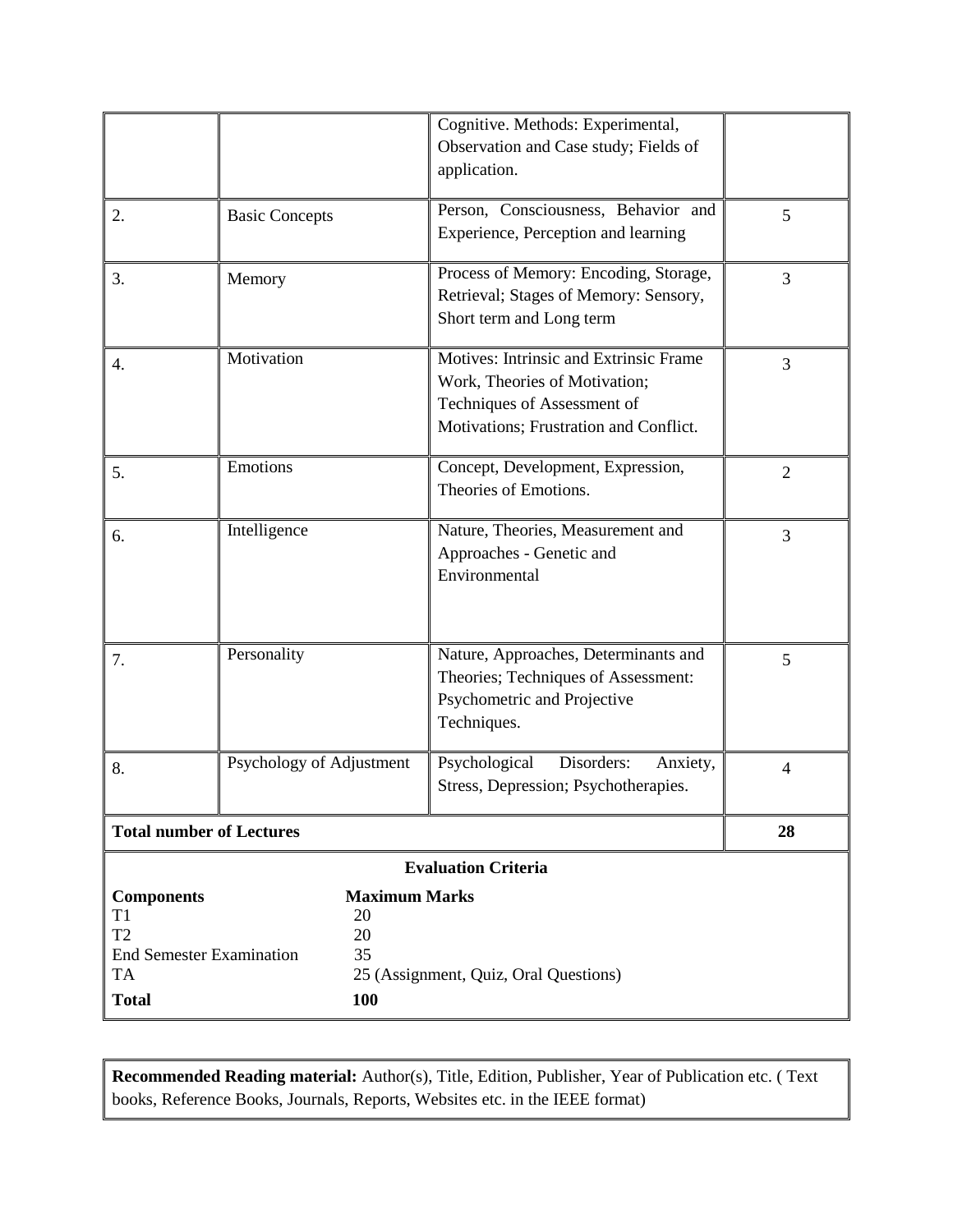|  |  | Cognitive. Methods: Experimental, Observation and Case study; Fields of application. |  |
|---|---|---|---|
| 2. | Basic Concepts | Person, Consciousness, Behavior and Experience, Perception and learning | 5 |
| 3. | Memory | Process of Memory: Encoding, Storage, Retrieval; Stages of Memory: Sensory, Short term and Long term | 3 |
| 4. | Motivation | Motives: Intrinsic and Extrinsic Frame Work, Theories of Motivation; Techniques of Assessment of Motivations; Frustration and Conflict. | 3 |
| 5. | Emotions | Concept, Development, Expression, Theories of Emotions. | 2 |
| 6. | Intelligence | Nature, Theories, Measurement and Approaches - Genetic and Environmental | 3 |
| 7. | Personality | Nature, Approaches, Determinants and Theories; Techniques of Assessment: Psychometric and Projective Techniques. | 5 |
| 8. | Psychology of Adjustment | Psychological Disorders: Anxiety, Stress, Depression; Psychotherapies. | 4 |
| **Total number of Lectures** |  |  | **28** |

**Evaluation Criteria**

| **Components** | **Maximum Marks** |
|---|---|
| T1 | 20 |
| T2 | 20 |
| End Semester Examination | 35 |
| TA | 25 (Assignment, Quiz, Oral Questions) |
| **Total** | **100** |

**Recommended Reading material:** Author(s), Title, Edition, Publisher, Year of Publication etc. ( Text books, Reference Books, Journals, Reports, Websites etc. in the IEEE format)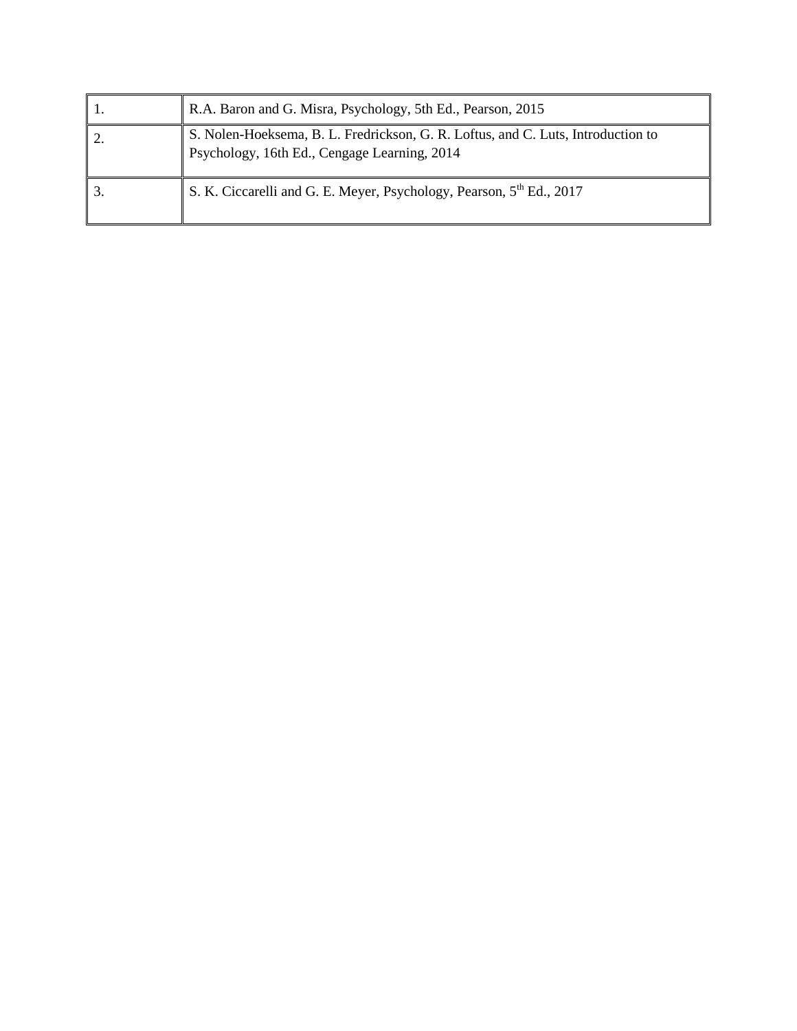| | |
|---|---|
| 1. | R.A. Baron and G. Misra, Psychology, 5th Ed., Pearson, 2015 |
| 2. | S. Nolen-Hoeksema, B. L. Fredrickson, G. R. Loftus, and C. Luts, Introduction to Psychology, 16th Ed., Cengage Learning, 2014 |
| 3. | S. K. Ciccarelli and G. E. Meyer, Psychology, Pearson, 5th Ed., 2017 |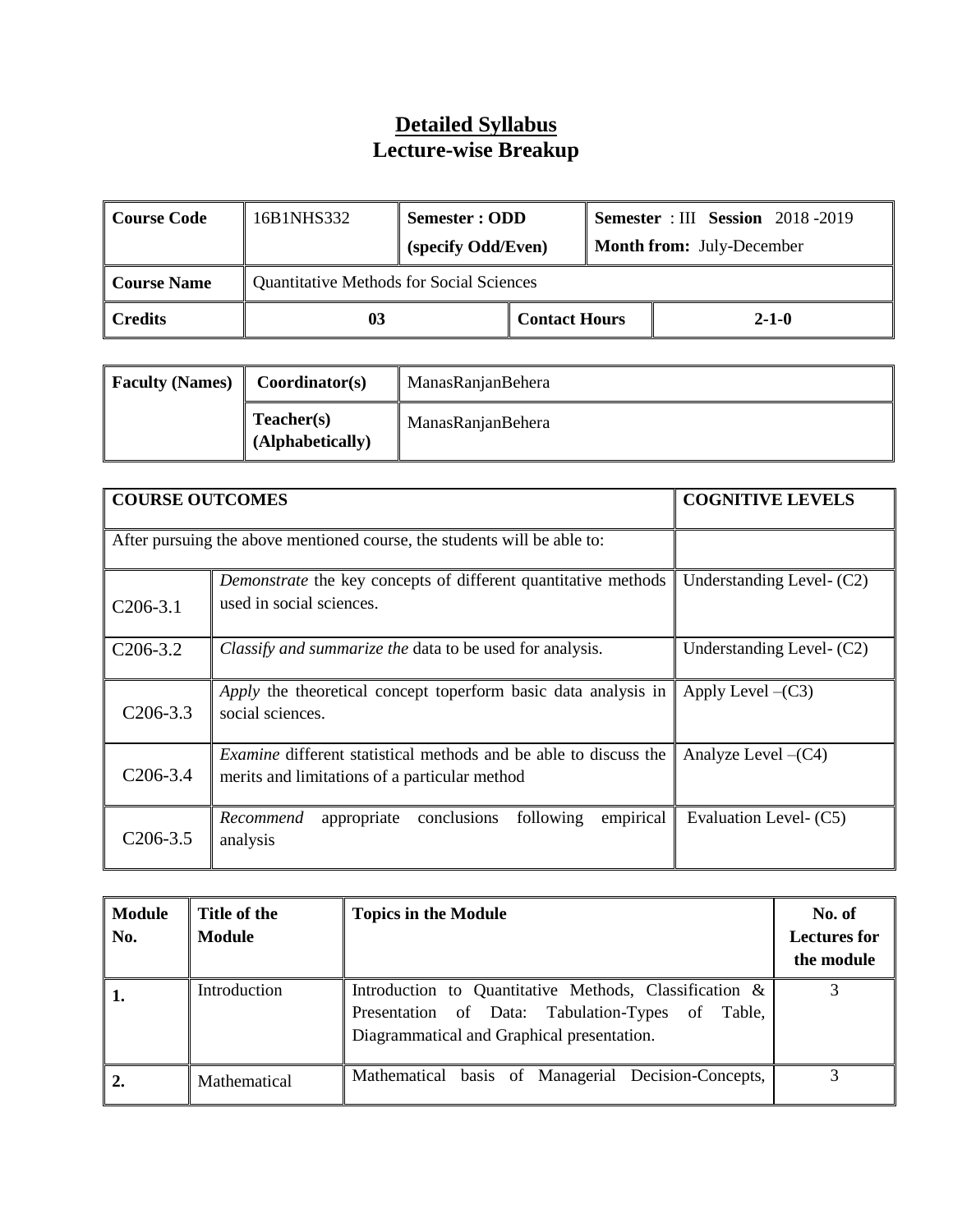# Detailed Syllabus
## Lecture-wise Breakup

| Course Code | 16B1NHS332 | Semester : ODD (specify Odd/Even) | | Semester : III Session 2018 -2019 Month from: July-December |
|---|---|---|---|---|
| **Course Name** | Quantitative Methods for Social Sciences | | | |
| **Credits** | 03 | | Contact Hours | 2-1-0 |

| Faculty (Names) | Coordinator(s) | ManasRanjanBehera |
|---|---|---|
| | Teacher(s) (Alphabetically) | ManasRanjanBehera |

| COURSE OUTCOMES | | COGNITIVE LEVELS |
|---|---|---|
| After pursuing the above mentioned course, the students will be able to: | | |
| C206-3.1 | *Demonstrate* the key concepts of different quantitative methods used in social sciences. | Understanding Level- (C2) |
| C206-3.2 | *Classify and summarize the* data to be used for analysis. | Understanding Level- (C2) |
| C206-3.3 | *Apply* the theoretical concept toperform basic data analysis in social sciences. | Apply Level –(C3) |
| C206-3.4 | *Examine* different statistical methods and be able to discuss the merits and limitations of a particular method | Analyze Level –(C4) |
| C206-3.5 | *Recommend* appropriate conclusions following empirical analysis | Evaluation Level- (C5) |

| Module No. | Title of the Module | Topics in the Module | No. of Lectures for the module |
|---|---|---|---|
| 1. | Introduction | Introduction to Quantitative Methods, Classification & Presentation of Data: Tabulation-Types of Table, Diagrammatical and Graphical presentation. | 3 |
| 2. | Mathematical | Mathematical basis of Managerial Decision-Concepts, | 3 |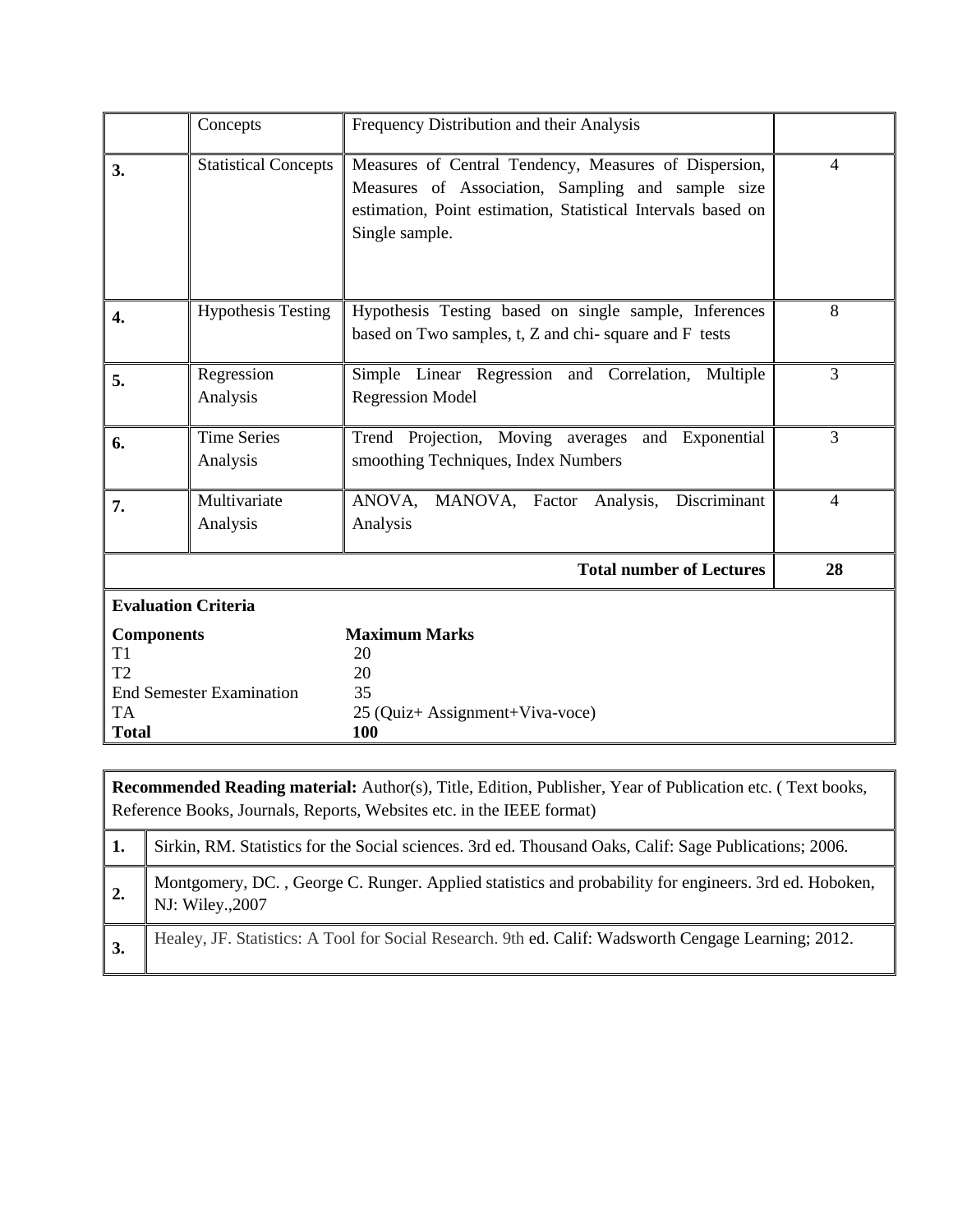|  | Concepts | Frequency Distribution and their Analysis |  |
|---|---|---|---|
| **3.** | Statistical Concepts | Measures of Central Tendency, Measures of Dispersion, Measures of Association, Sampling and sample size estimation, Point estimation, Statistical Intervals based on Single sample. | 4 |
| **4.** | Hypothesis Testing | Hypothesis Testing based on single sample, Inferences based on Two samples, t, Z and chi- square and F tests | 8 |
| **5.** | Regression Analysis | Simple Linear Regression and Correlation, Multiple Regression Model | 3 |
| **6.** | Time Series Analysis | Trend Projection, Moving averages and Exponential smoothing Techniques, Index Numbers | 3 |
| **7.** | Multivariate Analysis | ANOVA, MANOVA, Factor Analysis, Discriminant Analysis | 4 |
|  |  | **Total number of Lectures** | **28** |

**Evaluation Criteria**

| **Components** | **Maximum Marks** |
|---|---|
| T1 | 20 |
| T2 | 20 |
| End Semester Examination | 35 |
| TA | 25 (Quiz+ Assignment+Viva-voce) |
| **Total** | **100** |

**Recommended Reading material:** Author(s), Title, Edition, Publisher, Year of Publication etc. ( Text books, Reference Books, Journals, Reports, Websites etc. in the IEEE format)

| | |
|---|---|
| **1.** | Sirkin, RM. Statistics for the Social sciences. 3rd ed. Thousand Oaks, Calif: Sage Publications; 2006. |
| **2.** | Montgomery, DC. , George C. Runger. Applied statistics and probability for engineers. 3rd ed. Hoboken, NJ: Wiley.,2007 |
| **3.** | Healey, JF. Statistics: A Tool for Social Research. 9th ed. Calif: Wadsworth Cengage Learning; 2012. |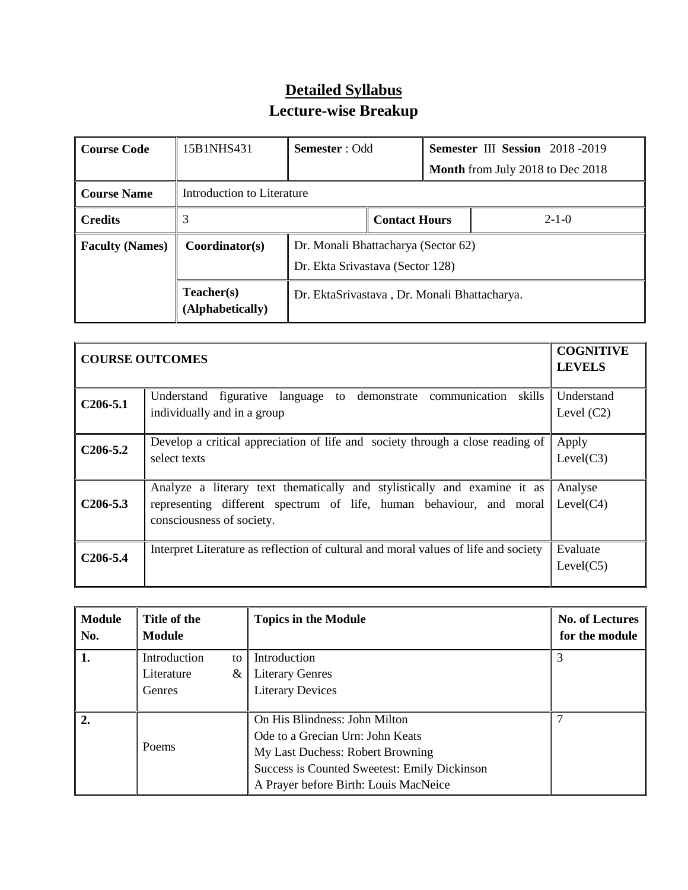# Detailed Syllabus

## Lecture-wise Breakup

| Course Code | 15B1NHS431 | Semester : Odd | | Semester III Session 2018 -2019<br>Month from July 2018 to Dec 2018 |
|---|---|---|---|---|
| Course Name | Introduction to Literature | | | |
| Credits | 3 | | Contact Hours | 2-1-0 |
| Faculty (Names) | Coordinator(s) | Dr. Monali Bhattacharya (Sector 62)<br>Dr. Ekta Srivastava (Sector 128) | | |
| | Teacher(s) (Alphabetically) | Dr. EktaSrivastava , Dr. Monali Bhattacharya. | | |

| COURSE OUTCOMES | | COGNITIVE LEVELS |
|---|---|---|
| C206-5.1 | Understand figurative language to demonstrate communication skills individually and in a group | Understand Level (C2) |
| C206-5.2 | Develop a critical appreciation of life and society through a close reading of select texts | Apply Level(C3) |
| C206-5.3 | Analyze a literary text thematically and stylistically and examine it as representing different spectrum of life, human behaviour, and moral consciousness of society. | Analyse Level(C4) |
| C206-5.4 | Interpret Literature as reflection of cultural and moral values of life and society | Evaluate Level(C5) |

| Module No. | Title of the Module | Topics in the Module | No. of Lectures for the module |
|---|---|---|---|
| 1. | Introduction to Literature & Genres | Introduction<br>Literary Genres<br>Literary Devices | 3 |
| 2. | Poems | On His Blindness: John Milton<br>Ode to a Grecian Urn: John Keats<br>My Last Duchess: Robert Browning<br>Success is Counted Sweetest: Emily Dickinson<br>A Prayer before Birth: Louis MacNeice | 7 |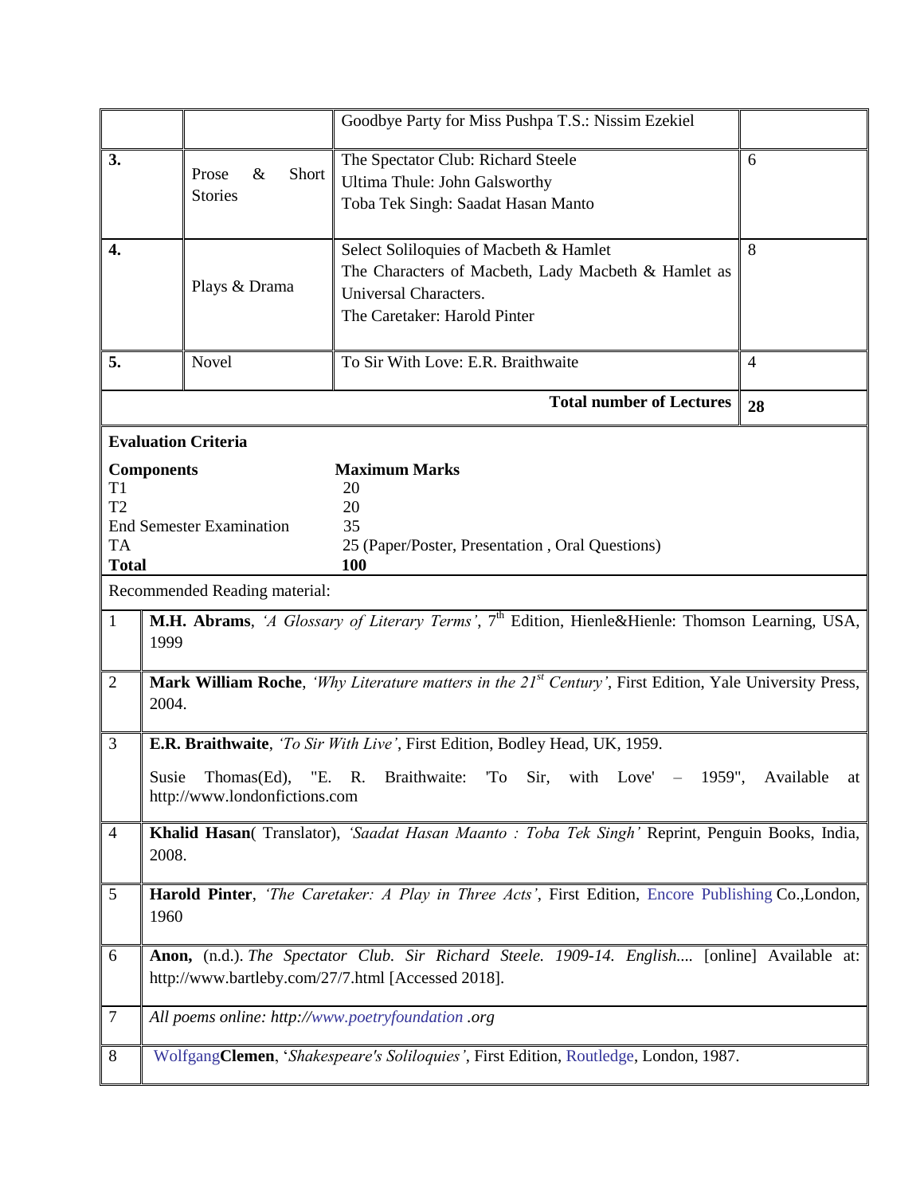|  |  | Goodbye Party for Miss Pushpa T.S.: Nissim Ezekiel |  |
|---|---|---|---|
| **3.** | Prose & Short Stories | The Spectator Club: Richard Steele<br>Ultima Thule: John Galsworthy<br>Toba Tek Singh: Saadat Hasan Manto | 6 |
| **4.** | Plays & Drama | Select Soliloquies of Macbeth & Hamlet<br>The Characters of Macbeth, Lady Macbeth & Hamlet as Universal Characters.<br>The Caretaker: Harold Pinter | 8 |
| **5.** | Novel | To Sir With Love: E.R. Braithwaite | 4 |
|  |  | **Total number of Lectures** | **28** |

**Evaluation Criteria**

| **Components** | **Maximum Marks** |
|---|---|
| T1 | 20 |
| T2 | 20 |
| End Semester Examination | 35 |
| TA | 25 (Paper/Poster, Presentation , Oral Questions) |
| **Total** | **100** |

Recommended Reading material:

| | |
|---|---|
| 1 | **M.H. Abrams**, *'A Glossary of Literary Terms'*, 7th Edition, Hienle&Hienle: Thomson Learning, USA, 1999 |
| 2 | **Mark William Roche**, *'Why Literature matters in the 21st Century'*, First Edition, Yale University Press, 2004. |
| 3 | **E.R. Braithwaite**, *'To Sir With Live'*, First Edition, Bodley Head, UK, 1959.<br>Susie Thomas(Ed), "E. R. Braithwaite: 'To Sir, with Love' – 1959", Available at http://www.londonfictions.com |
| 4 | **Khalid Hasan**( Translator), *'Saadat Hasan Maanto : Toba Tek Singh'* Reprint, Penguin Books, India, 2008. |
| 5 | **Harold Pinter**, *'The Caretaker: A Play in Three Acts'*, First Edition, Encore Publishing Co.,London, 1960 |
| 6 | **Anon,** (n.d.). *The Spectator Club. Sir Richard Steele. 1909-14. English....* [online] Available at: http://www.bartleby.com/27/7.html [Accessed 2018]. |
| 7 | *All poems online: http://www.poetryfoundation .org* |
| 8 | Wolfgang**Clemen**, '*Shakespeare's Soliloquies'*, First Edition, Routledge, London, 1987. |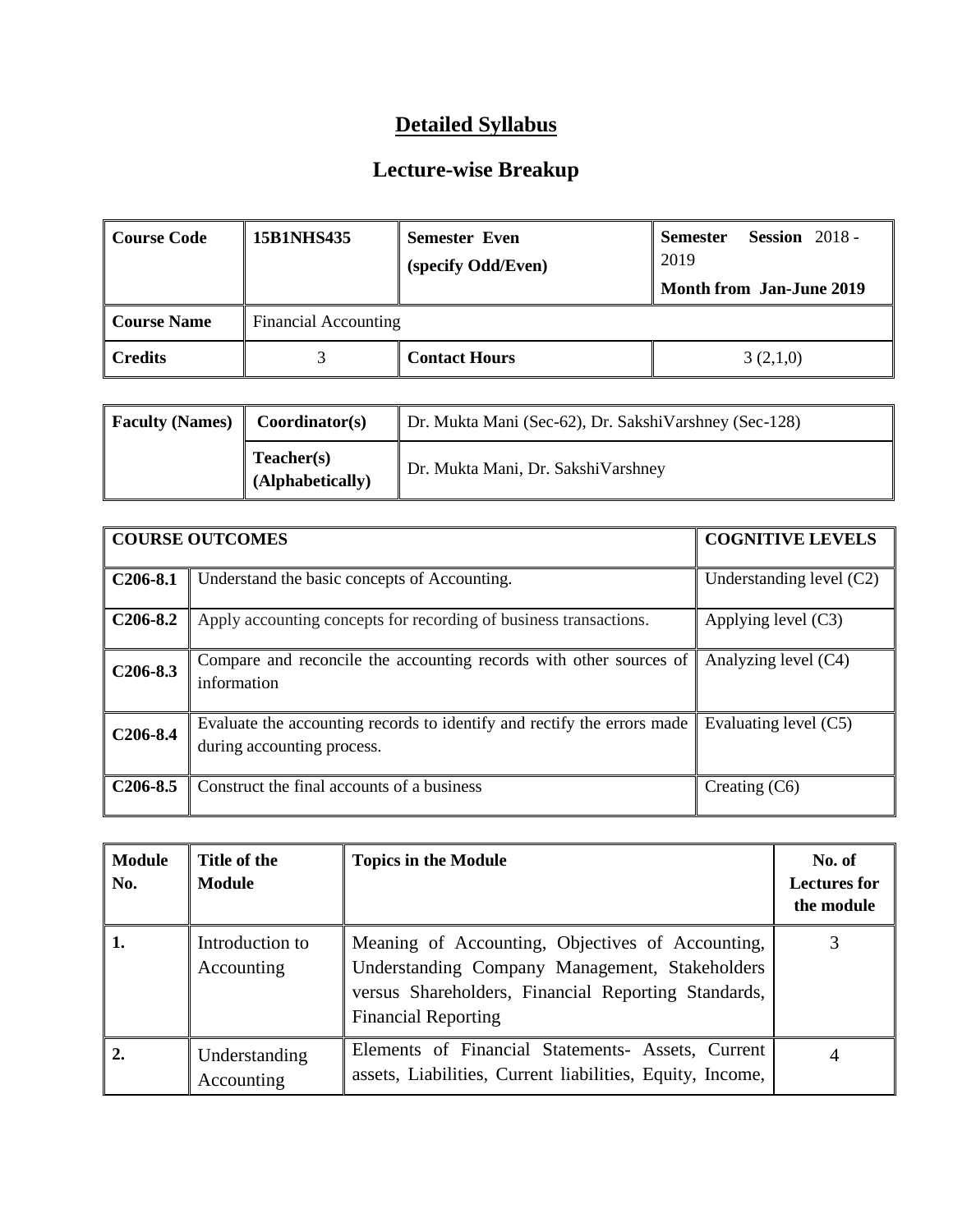# Detailed Syllabus

## Lecture-wise Breakup

| Course Code | 15B1NHS435 | Semester Even (specify Odd/Even) | Semester Session 2018 - 2019<br>Month from Jan-June 2019 |
|---|---|---|---|
| Course Name | Financial Accounting | | |
| Credits | 3 | Contact Hours | 3 (2,1,0) |

| Faculty (Names) | Coordinator(s) | Dr. Mukta Mani (Sec-62), Dr. SakshiVarshney (Sec-128) |
|---|---|---|
| | Teacher(s) (Alphabetically) | Dr. Mukta Mani, Dr. SakshiVarshney |

| COURSE OUTCOMES | | COGNITIVE LEVELS |
|---|---|---|
| C206-8.1 | Understand the basic concepts of Accounting. | Understanding level (C2) |
| C206-8.2 | Apply accounting concepts for recording of business transactions. | Applying level (C3) |
| C206-8.3 | Compare and reconcile the accounting records with other sources of information | Analyzing level (C4) |
| C206-8.4 | Evaluate the accounting records to identify and rectify the errors made during accounting process. | Evaluating level (C5) |
| C206-8.5 | Construct the final accounts of a business | Creating (C6) |

| Module No. | Title of the Module | Topics in the Module | No. of Lectures for the module |
|---|---|---|---|
| 1. | Introduction to Accounting | Meaning of Accounting, Objectives of Accounting, Understanding Company Management, Stakeholders versus Shareholders, Financial Reporting Standards, Financial Reporting | 3 |
| 2. | Understanding Accounting | Elements of Financial Statements- Assets, Current assets, Liabilities, Current liabilities, Equity, Income, | 4 |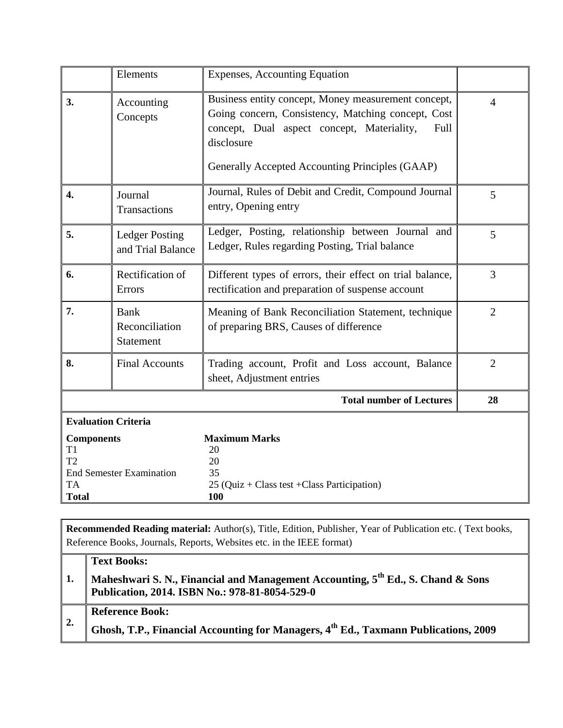| | | | |
|---|---|---|---|
| | Elements | Expenses, Accounting Equation | |
| **3.** | Accounting Concepts | Business entity concept, Money measurement concept, Going concern, Consistency, Matching concept, Cost concept, Dual aspect concept, Materiality, Full disclosure<br><br>Generally Accepted Accounting Principles (GAAP) | 4 |
| **4.** | Journal Transactions | Journal, Rules of Debit and Credit, Compound Journal entry, Opening entry | 5 |
| **5.** | Ledger Posting and Trial Balance | Ledger, Posting, relationship between Journal and Ledger, Rules regarding Posting, Trial balance | 5 |
| **6.** | Rectification of Errors | Different types of errors, their effect on trial balance, rectification and preparation of suspense account | 3 |
| **7.** | Bank Reconciliation Statement | Meaning of Bank Reconciliation Statement, technique of preparing BRS, Causes of difference | 2 |
| **8.** | Final Accounts | Trading account, Profit and Loss account, Balance sheet, Adjustment entries | 2 |
| | | **Total number of Lectures** | **28** |

**Evaluation Criteria**

| **Components** | **Maximum Marks** |
|---|---|
| T1 | 20 |
| T2 | 20 |
| End Semester Examination | 35 |
| TA | 25 (Quiz + Class test +Class Participation) |
| **Total** | **100** |

**Recommended Reading material:** Author(s), Title, Edition, Publisher, Year of Publication etc. ( Text books, Reference Books, Journals, Reports, Websites etc. in the IEEE format)

| | |
|---|---|
| **1.** | **Text Books:**<br>**Maheshwari S. N., Financial and Management Accounting, 5th Ed., S. Chand & Sons Publication, 2014. ISBN No.: 978-81-8054-529-0** |
| **2.** | **Reference Book:**<br>**Ghosh, T.P., Financial Accounting for Managers, 4th Ed., Taxmann Publications, 2009** |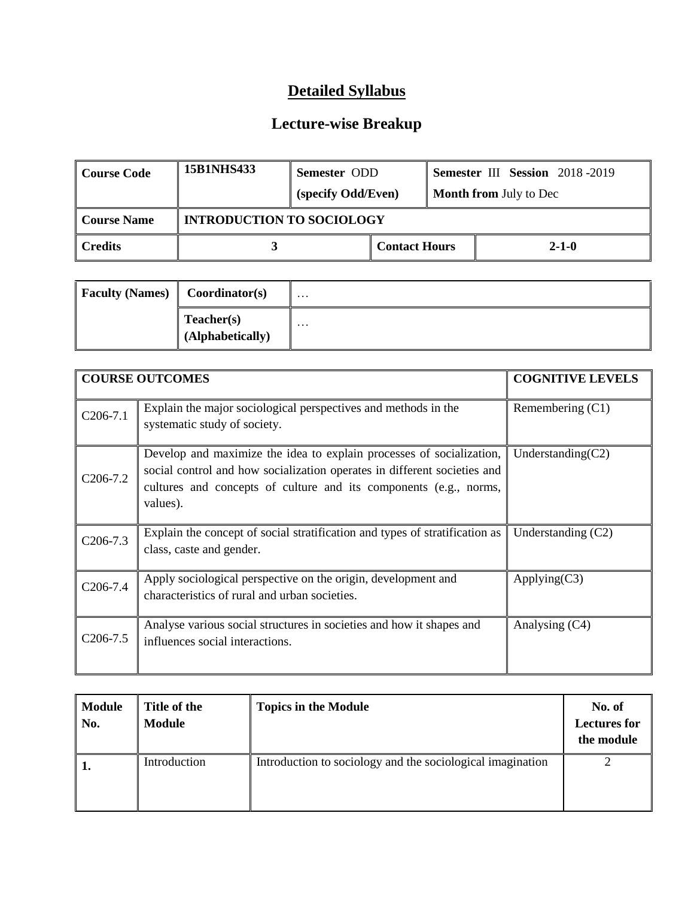# Detailed Syllabus

## Lecture-wise Breakup

| Course Code | 15B1NHS433 | Semester ODD (specify Odd/Even) | Semester III Session 2018 -2019 Month from July to Dec |
|---|---|---|---|
| Course Name | INTRODUCTION TO SOCIOLOGY | | |
| Credits | 3 | Contact Hours | 2-1-0 |

| Faculty (Names) | Coordinator(s) | … |
|---|---|---|
| | Teacher(s) (Alphabetically) | … |

| COURSE OUTCOMES | | COGNITIVE LEVELS |
|---|---|---|
| C206-7.1 | Explain the major sociological perspectives and methods in the systematic study of society. | Remembering (C1) |
| C206-7.2 | Develop and maximize the idea to explain processes of socialization, social control and how socialization operates in different societies and cultures and concepts of culture and its components (e.g., norms, values). | Understanding(C2) |
| C206-7.3 | Explain the concept of social stratification and types of stratification as class, caste and gender. | Understanding (C2) |
| C206-7.4 | Apply sociological perspective on the origin, development and characteristics of rural and urban societies. | Applying(C3) |
| C206-7.5 | Analyse various social structures in societies and how it shapes and influences social interactions. | Analysing (C4) |

| Module No. | Title of the Module | Topics in the Module | No. of Lectures for the module |
|---|---|---|---|
| 1. | Introduction | Introduction to sociology and the sociological imagination | 2 |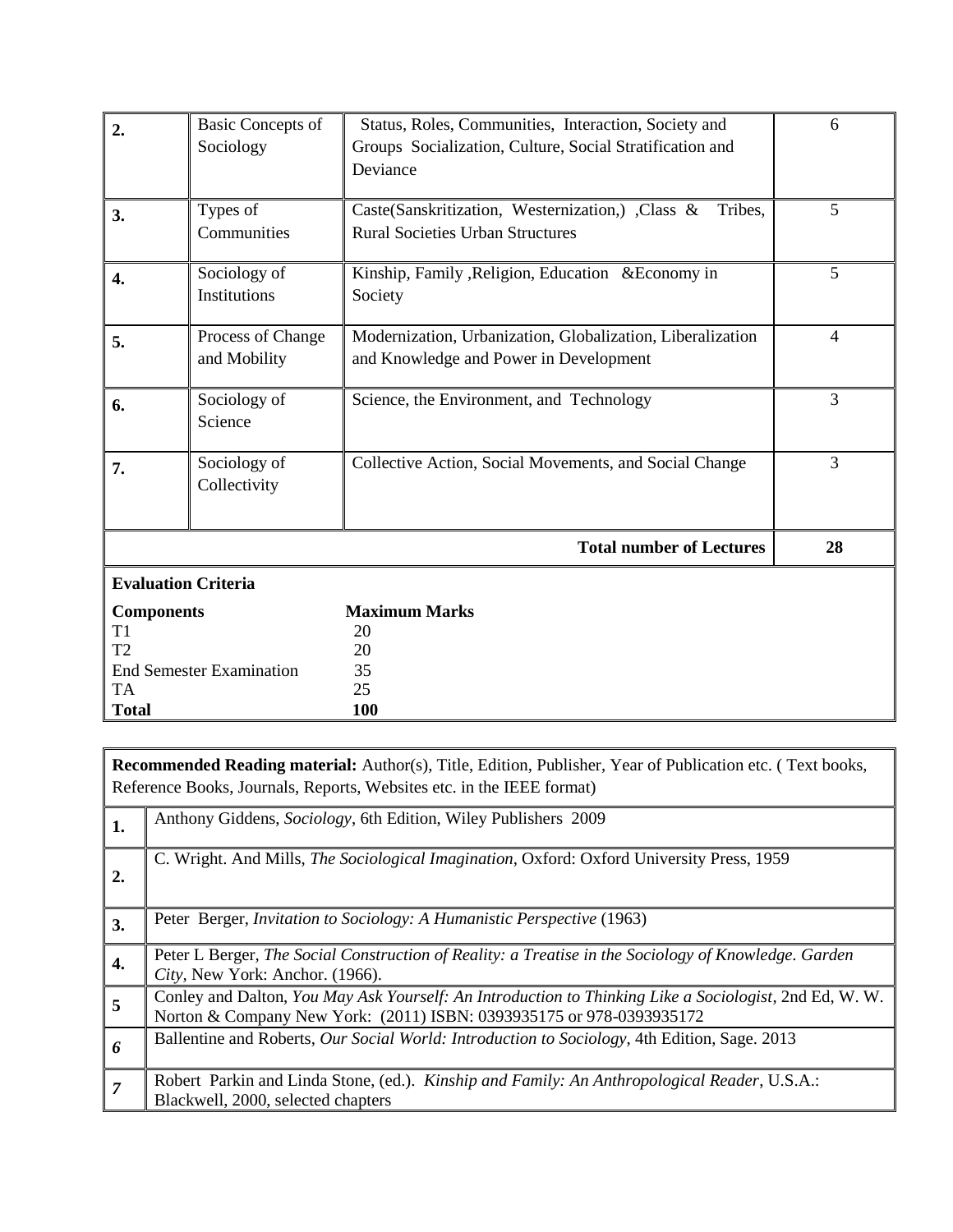| | | | |
|---|---|---|---|
| **2.** | Basic Concepts of Sociology | Status, Roles, Communities, Interaction, Society and Groups Socialization, Culture, Social Stratification and Deviance | 6 |
| **3.** | Types of Communities | Caste(Sanskritization, Westernization,) ,Class & Tribes, Rural Societies Urban Structures | 5 |
| **4.** | Sociology of Institutions | Kinship, Family ,Religion, Education &Economy in Society | 5 |
| **5.** | Process of Change and Mobility | Modernization, Urbanization, Globalization, Liberalization and Knowledge and Power in Development | 4 |
| **6.** | Sociology of Science | Science, the Environment, and Technology | 3 |
| **7.** | Sociology of Collectivity | Collective Action, Social Movements, and Social Change | 3 |
| | | **Total number of Lectures** | **28** |

**Evaluation Criteria**

| **Components** | **Maximum Marks** |
|---|---|
| T1 | 20 |
| T2 | 20 |
| End Semester Examination | 35 |
| TA | 25 |
| **Total** | **100** |

**Recommended Reading material:** Author(s), Title, Edition, Publisher, Year of Publication etc. ( Text books, Reference Books, Journals, Reports, Websites etc. in the IEEE format)

| | |
|---|---|
| **1.** | Anthony Giddens, *Sociology*, 6th Edition, Wiley Publishers 2009 |
| **2.** | C. Wright. And Mills, *The Sociological Imagination*, Oxford: Oxford University Press, 1959 |
| **3.** | Peter Berger, *Invitation to Sociology: A Humanistic Perspective* (1963) |
| **4.** | Peter L Berger, *The Social Construction of Reality: a Treatise in the Sociology of Knowledge. Garden City*, New York: Anchor. (1966). |
| **5** | Conley and Dalton, *You May Ask Yourself: An Introduction to Thinking Like a Sociologist*, 2nd Ed, W. W. Norton & Company New York: (2011) ISBN: 0393935175 or 978-0393935172 |
| ***6*** | Ballentine and Roberts, *Our Social World: Introduction to Sociology*, 4th Edition, Sage. 2013 |
| ***7*** | Robert Parkin and Linda Stone, (ed.). *Kinship and Family: An Anthropological Reader*, U.S.A.: Blackwell, 2000, selected chapters |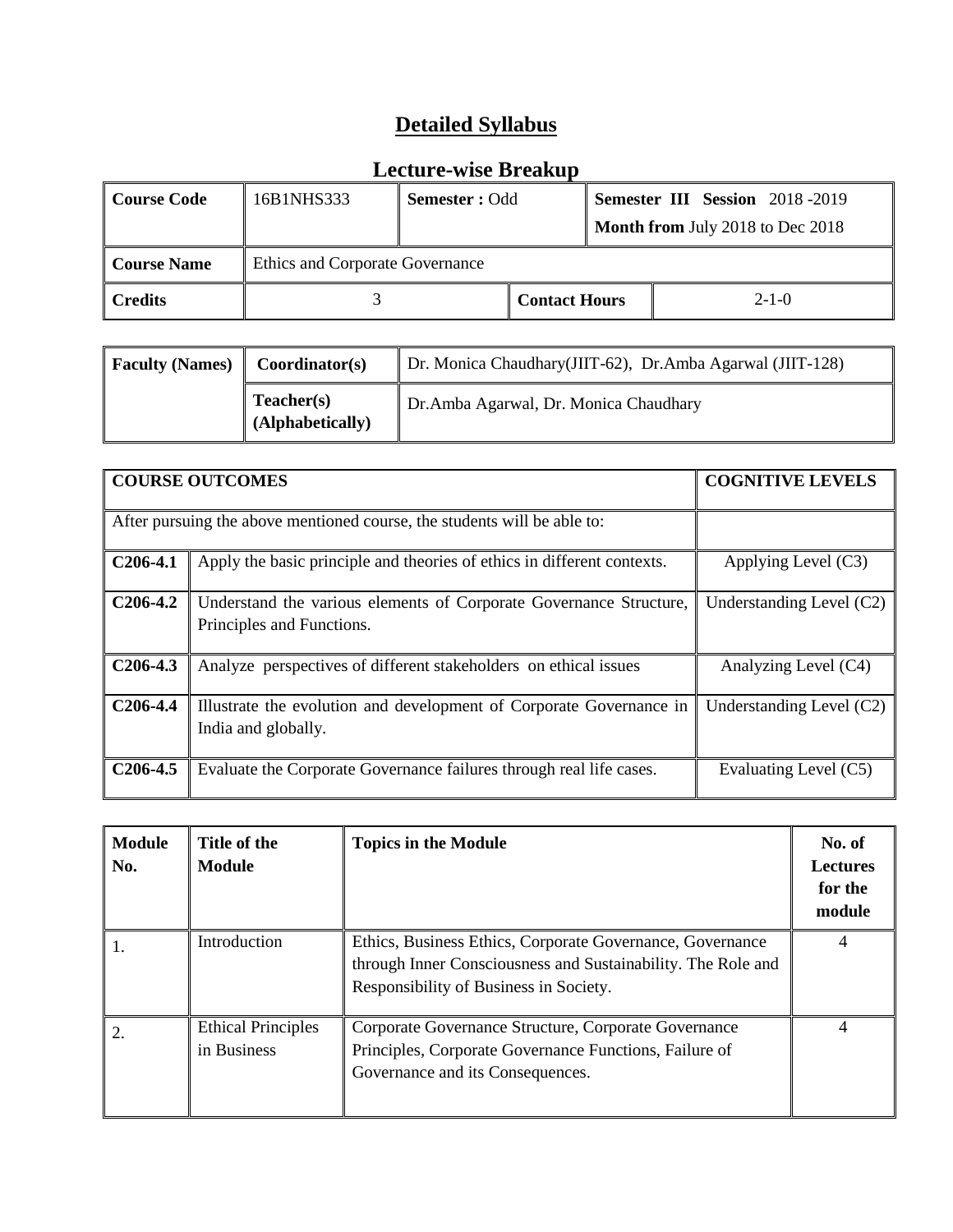# Detailed Syllabus

## Lecture-wise Breakup

| **Course Code** | 16B1NHS333 | **Semester :** Odd | **Semester III Session** 2018 -2019<br>**Month from** July 2018 to Dec 2018 |
|---|---|---|---|
| **Course Name** | Ethics and Corporate Governance | | |
| **Credits** | 3 | **Contact Hours** | 2-1-0 |

| **Faculty (Names)** | **Coordinator(s)** | Dr. Monica Chaudhary(JIIT-62), Dr.Amba Agarwal (JIIT-128) |
|---|---|---|
| | **Teacher(s) (Alphabetically)** | Dr.Amba Agarwal, Dr. Monica Chaudhary |

| **COURSE OUTCOMES** | | **COGNITIVE LEVELS** |
|---|---|---|
| After pursuing the above mentioned course, the students will be able to: | | |
| **C206-4.1** | Apply the basic principle and theories of ethics in different contexts. | Applying Level (C3) |
| **C206-4.2** | Understand the various elements of Corporate Governance Structure, Principles and Functions. | Understanding Level (C2) |
| **C206-4.3** | Analyze perspectives of different stakeholders on ethical issues | Analyzing Level (C4) |
| **C206-4.4** | Illustrate the evolution and development of Corporate Governance in India and globally. | Understanding Level (C2) |
| **C206-4.5** | Evaluate the Corporate Governance failures through real life cases. | Evaluating Level (C5) |

| **Module No.** | **Title of the Module** | **Topics in the Module** | **No. of Lectures for the module** |
|---|---|---|---|
| 1. | Introduction | Ethics, Business Ethics, Corporate Governance, Governance through Inner Consciousness and Sustainability. The Role and Responsibility of Business in Society. | 4 |
| 2. | Ethical Principles in Business | Corporate Governance Structure, Corporate Governance Principles, Corporate Governance Functions, Failure of Governance and its Consequences. | 4 |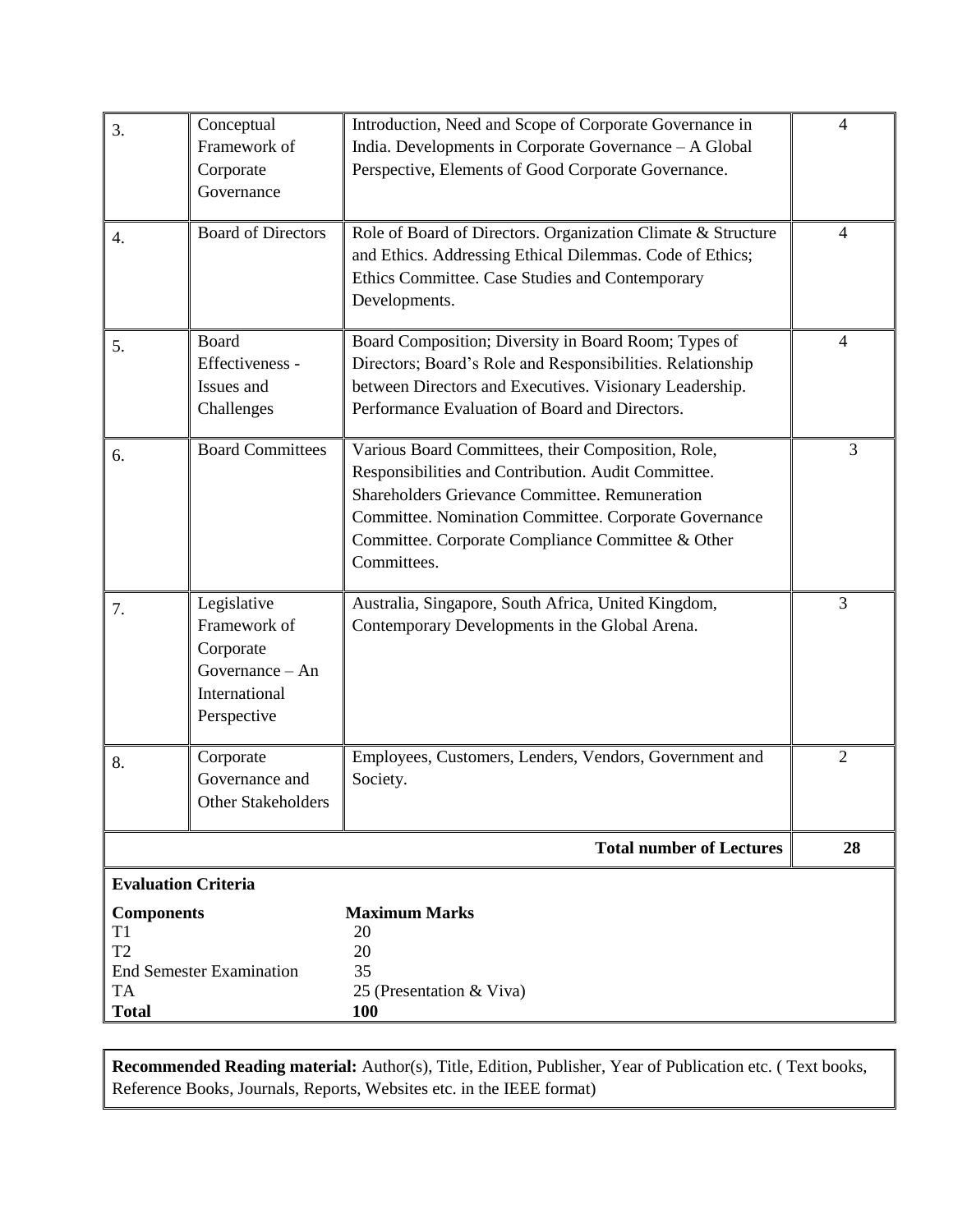| | | | |
|---|---|---|---|
| 3. | Conceptual Framework of Corporate Governance | Introduction, Need and Scope of Corporate Governance in India. Developments in Corporate Governance – A Global Perspective, Elements of Good Corporate Governance. | 4 |
| 4. | Board of Directors | Role of Board of Directors. Organization Climate & Structure and Ethics. Addressing Ethical Dilemmas. Code of Ethics; Ethics Committee. Case Studies and Contemporary Developments. | 4 |
| 5. | Board Effectiveness - Issues and Challenges | Board Composition; Diversity in Board Room; Types of Directors; Board's Role and Responsibilities. Relationship between Directors and Executives. Visionary Leadership. Performance Evaluation of Board and Directors. | 4 |
| 6. | Board Committees | Various Board Committees, their Composition, Role, Responsibilities and Contribution. Audit Committee. Shareholders Grievance Committee. Remuneration Committee. Nomination Committee. Corporate Governance Committee. Corporate Compliance Committee & Other Committees. | 3 |
| 7. | Legislative Framework of Corporate Governance – An International Perspective | Australia, Singapore, South Africa, United Kingdom, Contemporary Developments in the Global Arena. | 3 |
| 8. | Corporate Governance and Other Stakeholders | Employees, Customers, Lenders, Vendors, Government and Society. | 2 |
| | | **Total number of Lectures** | **28** |

**Evaluation Criteria**

| **Components** | **Maximum Marks** |
|---|---|
| T1 | 20 |
| T2 | 20 |
| End Semester Examination | 35 |
| TA | 25 (Presentation & Viva) |
| **Total** | **100** |

**Recommended Reading material:** Author(s), Title, Edition, Publisher, Year of Publication etc. ( Text books, Reference Books, Journals, Reports, Websites etc. in the IEEE format)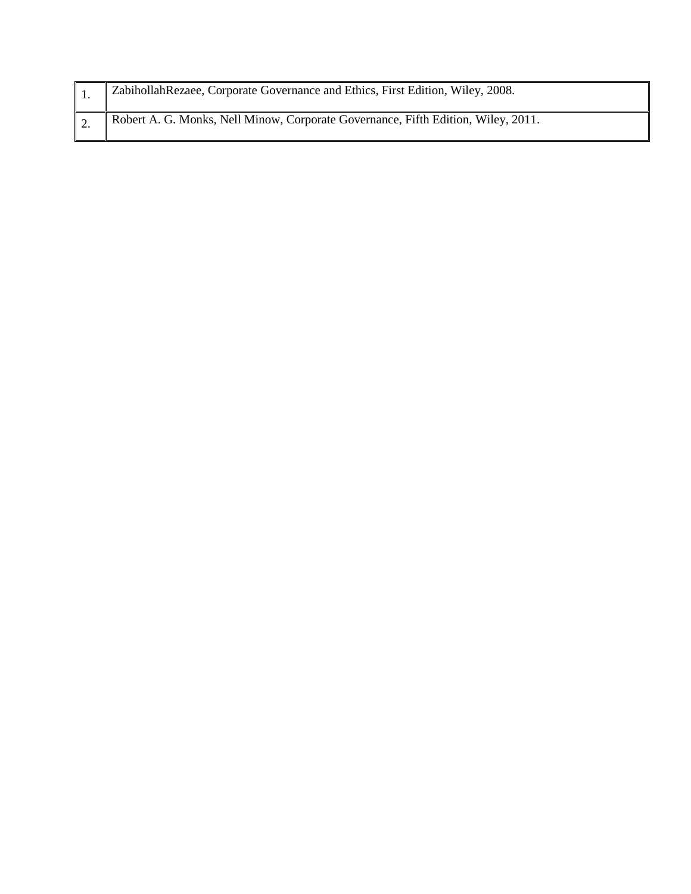| | |
|---|---|
| 1. | ZabihollahRezaee, Corporate Governance and Ethics, First Edition, Wiley, 2008. |
| 2. | Robert A. G. Monks, Nell Minow, Corporate Governance, Fifth Edition, Wiley, 2011. |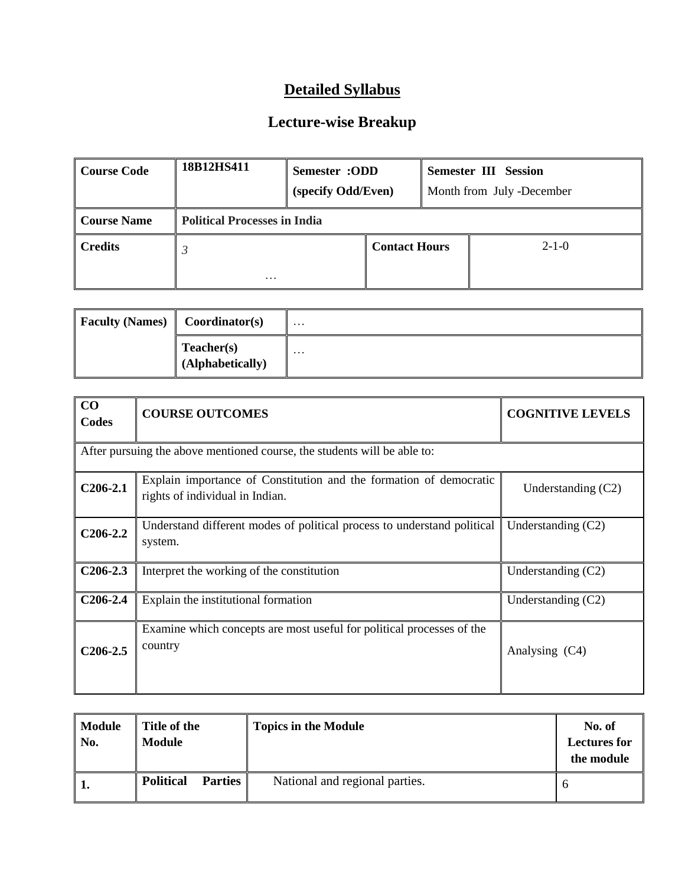# Detailed Syllabus

## Lecture-wise Breakup

| Course Code | 18B12HS411 | Semester :ODD (specify Odd/Even) | | Semester III Session Month from July -December |
|---|---|---|---|---|
| Course Name | Political Processes in India | | | |
| Credits | *3* … | | Contact Hours | 2-1-0 |

| Faculty (Names) | Coordinator(s) | … |
|---|---|---|
| | Teacher(s) (Alphabetically) | … |

| CO Codes | COURSE OUTCOMES | COGNITIVE LEVELS |
|---|---|---|
| After pursuing the above mentioned course, the students will be able to: | | |
| C206-2.1 | Explain importance of Constitution and the formation of democratic rights of individual in Indian. | Understanding (C2) |
| C206-2.2 | Understand different modes of political process to understand political system. | Understanding (C2) |
| C206-2.3 | Interpret the working of the constitution | Understanding (C2) |
| C206-2.4 | Explain the institutional formation | Understanding (C2) |
| C206-2.5 | Examine which concepts are most useful for political processes of the country | Analysing (C4) |

| Module No. | Title of the Module | Topics in the Module | No. of Lectures for the module |
|---|---|---|---|
| 1. | Political Parties | National and regional parties. | 6 |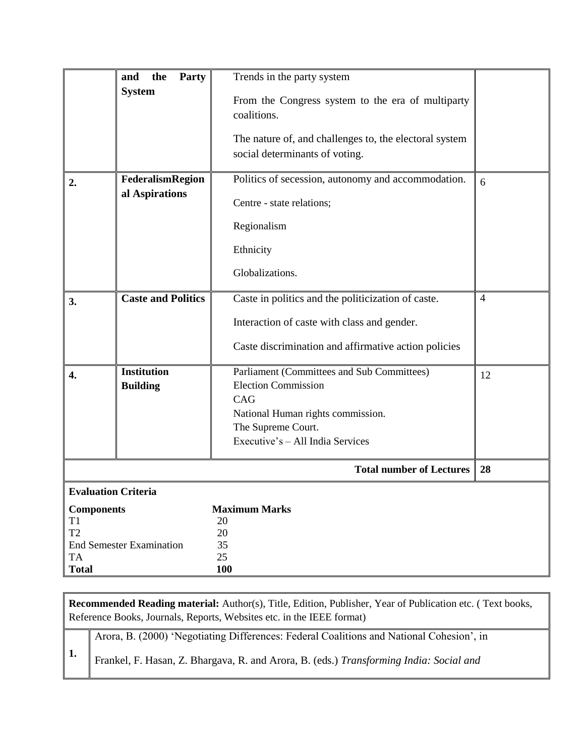|  | **and the Party System** | Trends in the party system<br><br>From the Congress system to the era of multiparty coalitions.<br><br>The nature of, and challenges to, the electoral system social determinants of voting. |  |
|---|---|---|---|
| **2.** | **FederalismRegional Aspirations** | Politics of secession, autonomy and accommodation.<br><br>Centre - state relations;<br><br>Regionalism<br><br>Ethnicity<br><br>Globalizations. | 6 |
| **3.** | **Caste and Politics** | Caste in politics and the politicization of caste.<br><br>Interaction of caste with class and gender.<br><br>Caste discrimination and affirmative action policies | 4 |
| **4.** | **Institution Building** | Parliament (Committees and Sub Committees)<br>Election Commission<br>CAG<br>National Human rights commission.<br>The Supreme Court.<br>Executive's – All India Services | 12 |
|  |  | **Total number of Lectures** | **28** |

**Evaluation Criteria**

| **Components** | **Maximum Marks** |
|---|---|
| T1 | 20 |
| T2 | 20 |
| End Semester Examination | 35 |
| TA | 25 |
| **Total** | **100** |

| **Recommended Reading material:** Author(s), Title, Edition, Publisher, Year of Publication etc. ( Text books, Reference Books, Journals, Reports, Websites etc. in the IEEE format) | |
|---|---|
| **1.** | Arora, B. (2000) 'Negotiating Differences: Federal Coalitions and National Cohesion', in Frankel, F. Hasan, Z. Bhargava, R. and Arora, B. (eds.) *Transforming India: Social and* |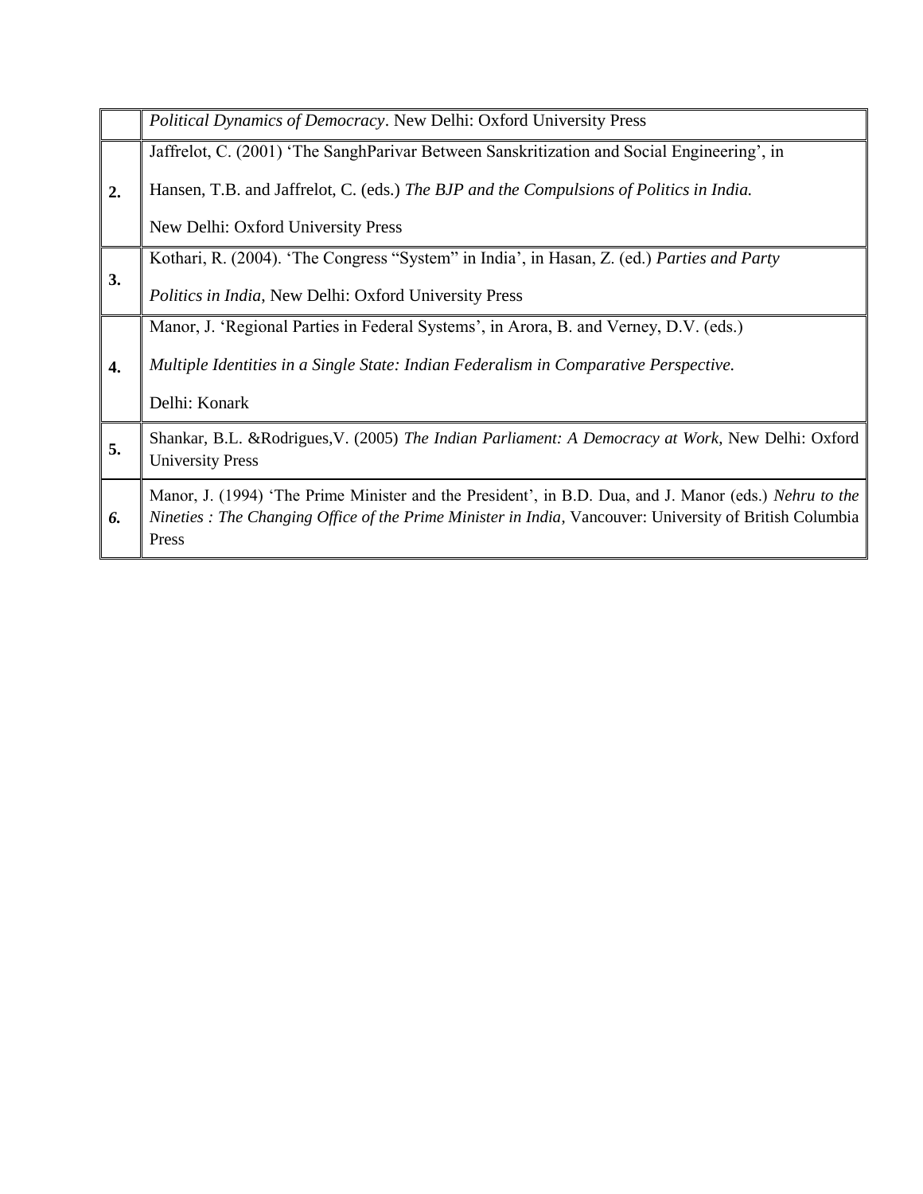| | |
|---|---|
| | *Political Dynamics of Democracy*. New Delhi: Oxford University Press |
| **2.** | Jaffrelot, C. (2001) 'The SanghParivar Between Sanskritization and Social Engineering', in Hansen, T.B. and Jaffrelot, C. (eds.) *The BJP and the Compulsions of Politics in India.* New Delhi: Oxford University Press |
| **3.** | Kothari, R. (2004). 'The Congress "System" in India', in Hasan, Z. (ed.) *Parties and Party Politics in India*, New Delhi: Oxford University Press |
| **4.** | Manor, J. 'Regional Parties in Federal Systems', in Arora, B. and Verney, D.V. (eds.) *Multiple Identities in a Single State: Indian Federalism in Comparative Perspective.* Delhi: Konark |
| **5.** | Shankar, B.L. &Rodrigues,V. (2005) *The Indian Parliament: A Democracy at Work*, New Delhi: Oxford University Press |
| ***6.*** | Manor, J. (1994) 'The Prime Minister and the President', in B.D. Dua, and J. Manor (eds.) *Nehru to the Nineties : The Changing Office of the Prime Minister in India*, Vancouver: University of British Columbia Press |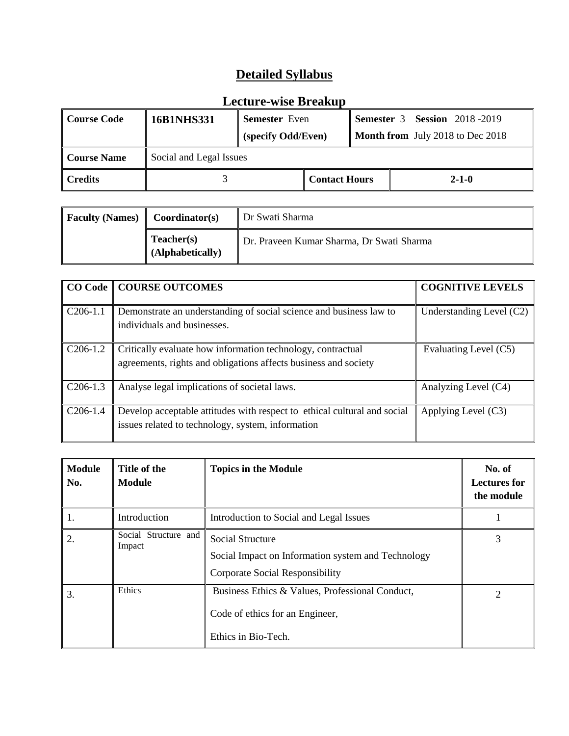# Detailed Syllabus

## Lecture-wise Breakup

| Course Code | 16B1NHS331 | Semester Even (specify Odd/Even) | | Semester 3 Session 2018 -2019 Month from July 2018 to Dec 2018 |
|---|---|---|---|---|
| Course Name | Social and Legal Issues | | | |
| Credits | 3 | | Contact Hours | 2-1-0 |

| Faculty (Names) | Coordinator(s) | Dr Swati Sharma |
|---|---|---|
| | Teacher(s) (Alphabetically) | Dr. Praveen Kumar Sharma, Dr Swati Sharma |

| CO Code | COURSE OUTCOMES | COGNITIVE LEVELS |
|---|---|---|
| C206-1.1 | Demonstrate an understanding of social science and business law to individuals and businesses. | Understanding Level (C2) |
| C206-1.2 | Critically evaluate how information technology, contractual agreements, rights and obligations affects business and society | Evaluating Level (C5) |
| C206-1.3 | Analyse legal implications of societal laws. | Analyzing Level (C4) |
| C206-1.4 | Develop acceptable attitudes with respect to ethical cultural and social issues related to technology, system, information | Applying Level (C3) |

| Module No. | Title of the Module | Topics in the Module | No. of Lectures for the module |
|---|---|---|---|
| 1. | Introduction | Introduction to Social and Legal Issues | 1 |
| 2. | Social Structure and Impact | Social Structure<br>Social Impact on Information system and Technology<br>Corporate Social Responsibility | 3 |
| 3. | Ethics | Business Ethics & Values, Professional Conduct,<br>Code of ethics for an Engineer,<br>Ethics in Bio-Tech. | 2 |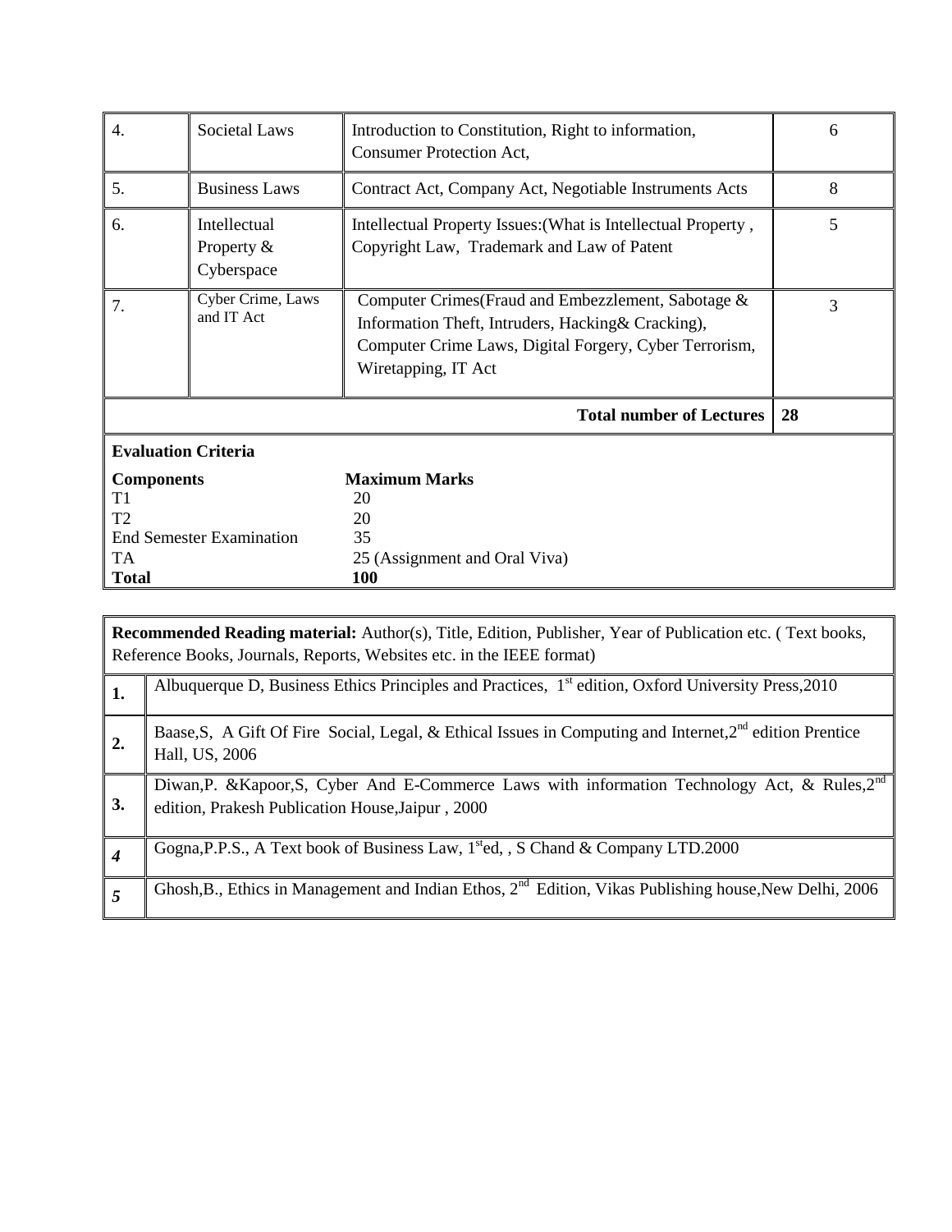| | | | |
|---|---|---|---|
| 4. | Societal Laws | Introduction to Constitution, Right to information, Consumer Protection Act, | 6 |
| 5. | Business Laws | Contract Act, Company Act, Negotiable Instruments Acts | 8 |
| 6. | Intellectual Property & Cyberspace | Intellectual Property Issues:(What is Intellectual Property , Copyright Law, Trademark and Law of Patent | 5 |
| 7. | Cyber Crime, Laws and IT Act | Computer Crimes(Fraud and Embezzlement, Sabotage & Information Theft, Intruders, Hacking& Cracking), Computer Crime Laws, Digital Forgery, Cyber Terrorism, Wiretapping, IT Act | 3 |
| | | **Total number of Lectures** | **28** |

**Evaluation Criteria**

| **Components** | **Maximum Marks** |
|---|---|
| T1 | 20 |
| T2 | 20 |
| End Semester Examination | 35 |
| TA | 25 (Assignment and Oral Viva) |
| **Total** | **100** |

**Recommended Reading material:** Author(s), Title, Edition, Publisher, Year of Publication etc. ( Text books, Reference Books, Journals, Reports, Websites etc. in the IEEE format)

| | |
|---|---|
| **1.** | Albuquerque D, Business Ethics Principles and Practices, 1st edition, Oxford University Press,2010 |
| **2.** | Baase,S, A Gift Of Fire Social, Legal, & Ethical Issues in Computing and Internet,2nd edition Prentice Hall, US, 2006 |
| **3.** | Diwan,P. &Kapoor,S, Cyber And E-Commerce Laws with information Technology Act, & Rules,2nd edition, Prakesh Publication House,Jaipur , 2000 |
| ***4*** | Gogna,P.P.S., A Text book of Business Law, 1sted, , S Chand & Company LTD.2000 |
| ***5*** | Ghosh,B., Ethics in Management and Indian Ethos, 2nd Edition, Vikas Publishing house,New Delhi, 2006 |